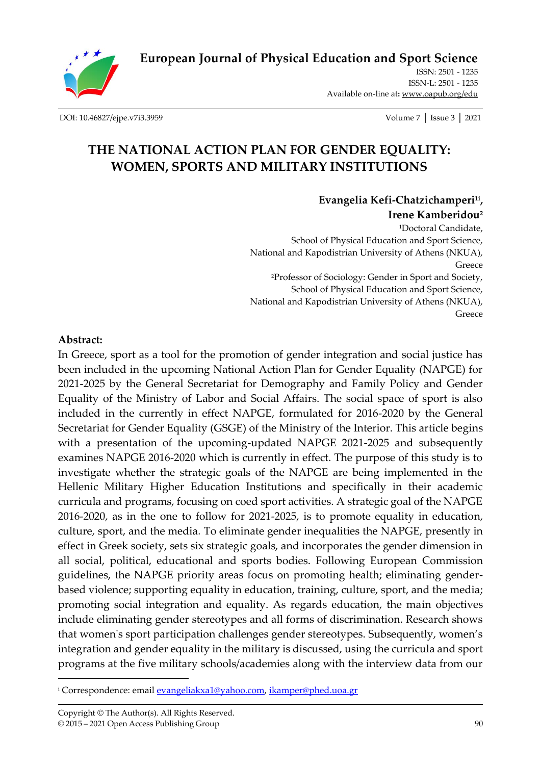**European Journal of Physical Education and Sport Science**

ISSN: 2501 - 1235
ISSN-L: 2501 - 1235
Available on-line at: www.oapub.org/edu

DOI: 10.46827/ejpe.v7i3.3959

# THE NATIONAL ACTION PLAN FOR GENDER EQUALITY: WOMEN, SPORTS AND MILITARY INSTITUTIONS

**Evangelia Kefi-Chatzichamperi[1i], Irene Kamberidou[2]**

[1]Doctoral Candidate,
School of Physical Education and Sport Science,
National and Kapodistrian University of Athens (NKUA),
Greece

[2]Professor of Sociology: Gender in Sport and Society,
School of Physical Education and Sport Science,
National and Kapodistrian University of Athens (NKUA),
Greece

**Abstract:**

In Greece, sport as a tool for the promotion of gender integration and social justice has been included in the upcoming National Action Plan for Gender Equality (NAPGE) for 2021-2025 by the General Secretariat for Demography and Family Policy and Gender Equality of the Ministry of Labor and Social Affairs. The social space of sport is also included in the currently in effect NAPGE, formulated for 2016-2020 by the General Secretariat for Gender Equality (GSGE) of the Ministry of the Interior. This article begins with a presentation of the upcoming-updated NAPGE 2021-2025 and subsequently examines NAPGE 2016-2020 which is currently in effect. The purpose of this study is to investigate whether the strategic goals of the NAPGE are being implemented in the Hellenic Military Higher Education Institutions and specifically in their academic curricula and programs, focusing on coed sport activities. A strategic goal of the NAPGE 2016-2020, as in the one to follow for 2021-2025, is to promote equality in education, culture, sport, and the media. To eliminate gender inequalities the NAPGE, presently in effect in Greek society, sets six strategic goals, and incorporates the gender dimension in all social, political, educational and sports bodies. Following European Commission guidelines, the NAPGE priority areas focus on promoting health; eliminating gender-based violence; supporting equality in education, training, culture, sport, and the media; promoting social integration and equality. As regards education, the main objectives include eliminating gender stereotypes and all forms of discrimination. Research shows that women's sport participation challenges gender stereotypes. Subsequently, women's integration and gender equality in the military is discussed, using the curricula and sport programs at the five military schools/academies along with the interview data from our

---

[i] Correspondence: email evangeliakxa1@yahoo.com, ikamper@phed.uoa.gr

Copyright © The Author(s). All Rights Reserved.
© 2015 – 2021 Open Access Publishing Group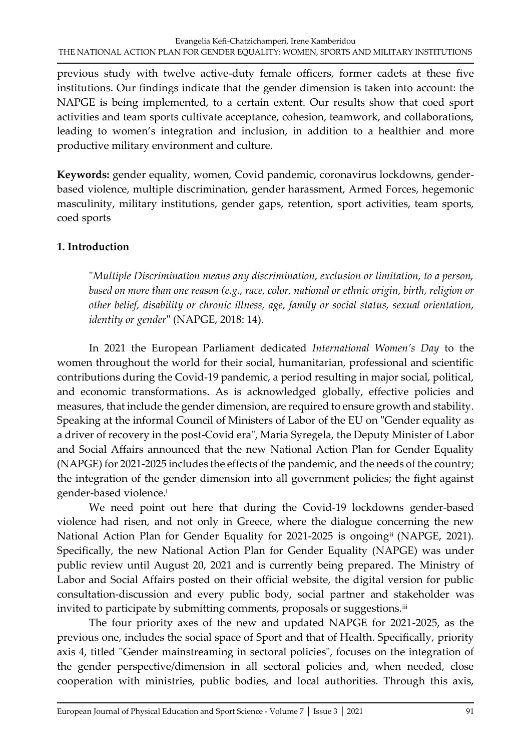previous study with twelve active-duty female officers, former cadets at these five institutions. Our findings indicate that the gender dimension is taken into account: the NAPGE is being implemented, to a certain extent. Our results show that coed sport activities and team sports cultivate acceptance, cohesion, teamwork, and collaborations, leading to women's integration and inclusion, in addition to a healthier and more productive military environment and culture.

**Keywords:** gender equality, women, Covid pandemic, coronavirus lockdowns, gender-based violence, multiple discrimination, gender harassment, Armed Forces, hegemonic masculinity, military institutions, gender gaps, retention, sport activities, team sports, coed sports

## 1. Introduction

> "*Multiple Discrimination means any discrimination, exclusion or limitation, to a person, based on more than one reason (e.g., race, color, national or ethnic origin, birth, religion or other belief, disability or chronic illness, age, family or social status, sexual orientation, identity or gender*" (NAPGE, 2018: 14).

In 2021 the European Parliament dedicated *International Women's Day* to the women throughout the world for their social, humanitarian, professional and scientific contributions during the Covid-19 pandemic, a period resulting in major social, political, and economic transformations. As is acknowledged globally, effective policies and measures, that include the gender dimension, are required to ensure growth and stability. Speaking at the informal Council of Ministers of Labor of the EU on "Gender equality as a driver of recovery in the post-Covid era", Maria Syregela, the Deputy Minister of Labor and Social Affairs announced that the new National Action Plan for Gender Equality (NAPGE) for 2021-2025 includes the effects of the pandemic, and the needs of the country; the integration of the gender dimension into all government policies; the fight against gender-based violence.[i]

We need point out here that during the Covid-19 lockdowns gender-based violence had risen, and not only in Greece, where the dialogue concerning the new National Action Plan for Gender Equality for 2021-2025 is ongoing[ii] (NAPGE, 2021). Specifically, the new National Action Plan for Gender Equality (NAPGE) was under public review until August 20, 2021 and is currently being prepared. The Ministry of Labor and Social Affairs posted on their official website, the digital version for public consultation-discussion and every public body, social partner and stakeholder was invited to participate by submitting comments, proposals or suggestions.[iii]

The four priority axes of the new and updated NAPGE for 2021-2025, as the previous one, includes the social space of Sport and that of Health. Specifically, priority axis 4, titled "Gender mainstreaming in sectoral policies", focuses on the integration of the gender perspective/dimension in all sectoral policies and, when needed, close cooperation with ministries, public bodies, and local authorities. Through this axis,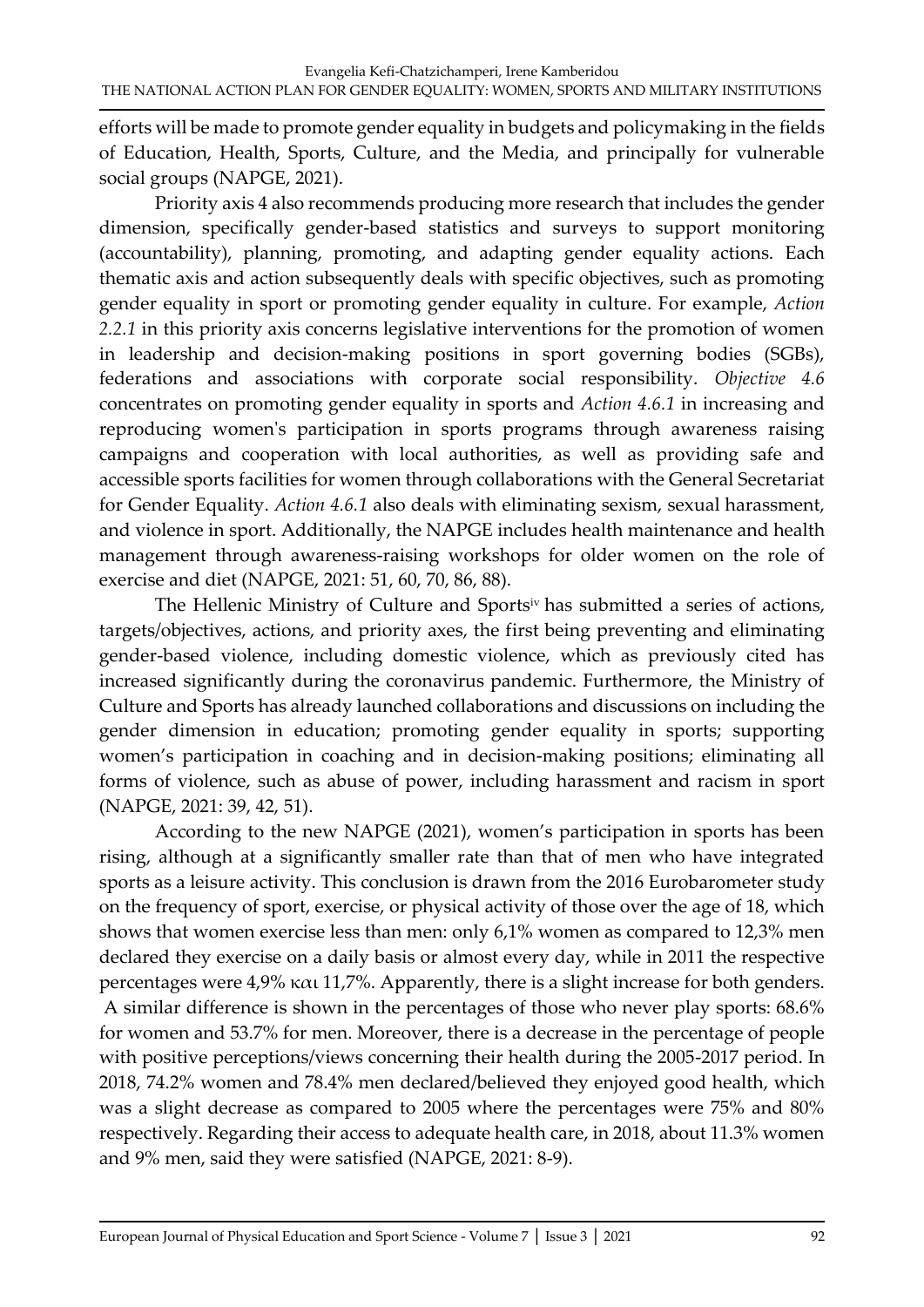efforts will be made to promote gender equality in budgets and policymaking in the fields of Education, Health, Sports, Culture, and the Media, and principally for vulnerable social groups (NAPGE, 2021).

Priority axis 4 also recommends producing more research that includes the gender dimension, specifically gender-based statistics and surveys to support monitoring (accountability), planning, promoting, and adapting gender equality actions. Each thematic axis and action subsequently deals with specific objectives, such as promoting gender equality in sport or promoting gender equality in culture. For example, *Action 2.2.1* in this priority axis concerns legislative interventions for the promotion of women in leadership and decision-making positions in sport governing bodies (SGBs), federations and associations with corporate social responsibility. *Objective 4.6* concentrates on promoting gender equality in sports and *Action 4.6.1* in increasing and reproducing women's participation in sports programs through awareness raising campaigns and cooperation with local authorities, as well as providing safe and accessible sports facilities for women through collaborations with the General Secretariat for Gender Equality. *Action 4.6.1* also deals with eliminating sexism, sexual harassment, and violence in sport. Additionally, the NAPGE includes health maintenance and health management through awareness-raising workshops for older women on the role of exercise and diet (NAPGE, 2021: 51, 60, 70, 86, 88).

The Hellenic Ministry of Culture and Sports[iv] has submitted a series of actions, targets/objectives, actions, and priority axes, the first being preventing and eliminating gender-based violence, including domestic violence, which as previously cited has increased significantly during the coronavirus pandemic. Furthermore, the Ministry of Culture and Sports has already launched collaborations and discussions on including the gender dimension in education; promoting gender equality in sports; supporting women's participation in coaching and in decision-making positions; eliminating all forms of violence, such as abuse of power, including harassment and racism in sport (NAPGE, 2021: 39, 42, 51).

According to the new NAPGE (2021), women's participation in sports has been rising, although at a significantly smaller rate than that of men who have integrated sports as a leisure activity. This conclusion is drawn from the 2016 Eurobarometer study on the frequency of sport, exercise, or physical activity of those over the age of 18, which shows that women exercise less than men: only 6,1% women as compared to 12,3% men declared they exercise on a daily basis or almost every day, while in 2011 the respective percentages were 4,9% και 11,7%. Apparently, there is a slight increase for both genders. A similar difference is shown in the percentages of those who never play sports: 68.6% for women and 53.7% for men. Moreover, there is a decrease in the percentage of people with positive perceptions/views concerning their health during the 2005-2017 period. In 2018, 74.2% women and 78.4% men declared/believed they enjoyed good health, which was a slight decrease as compared to 2005 where the percentages were 75% and 80% respectively. Regarding their access to adequate health care, in 2018, about 11.3% women and 9% men, said they were satisfied (NAPGE, 2021: 8-9).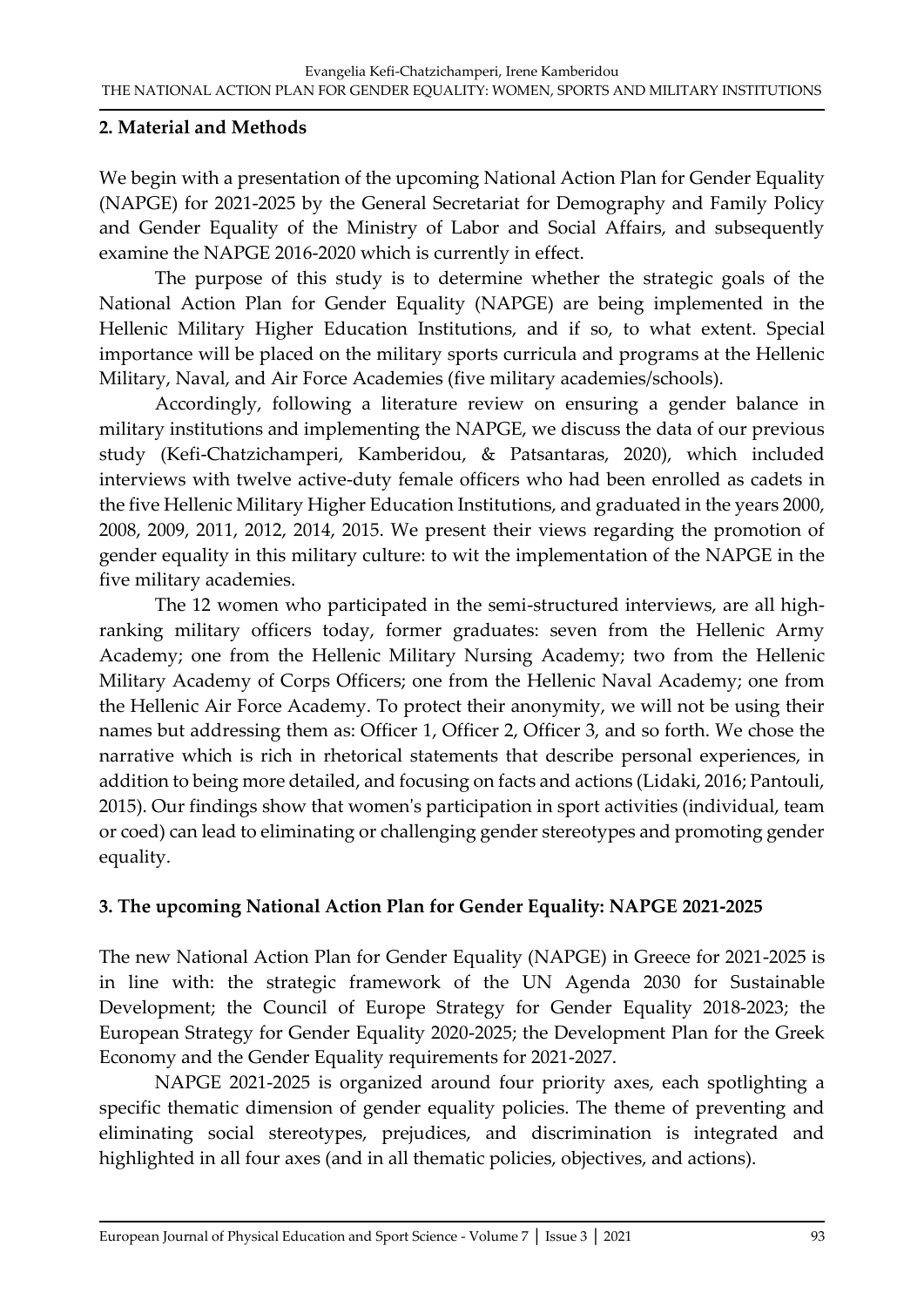## 2. Material and Methods

We begin with a presentation of the upcoming National Action Plan for Gender Equality (NAPGE) for 2021-2025 by the General Secretariat for Demography and Family Policy and Gender Equality of the Ministry of Labor and Social Affairs, and subsequently examine the NAPGE 2016-2020 which is currently in effect.

The purpose of this study is to determine whether the strategic goals of the National Action Plan for Gender Equality (NAPGE) are being implemented in the Hellenic Military Higher Education Institutions, and if so, to what extent. Special importance will be placed on the military sports curricula and programs at the Hellenic Military, Naval, and Air Force Academies (five military academies/schools).

Accordingly, following a literature review on ensuring a gender balance in military institutions and implementing the NAPGE, we discuss the data of our previous study (Kefi-Chatzichamperi, Kamberidou, & Patsantaras, 2020), which included interviews with twelve active-duty female officers who had been enrolled as cadets in the five Hellenic Military Higher Education Institutions, and graduated in the years 2000, 2008, 2009, 2011, 2012, 2014, 2015. We present their views regarding the promotion of gender equality in this military culture: to wit the implementation of the NAPGE in the five military academies.

The 12 women who participated in the semi-structured interviews, are all high-ranking military officers today, former graduates: seven from the Hellenic Army Academy; one from the Hellenic Military Nursing Academy; two from the Hellenic Military Academy of Corps Officers; one from the Hellenic Naval Academy; one from the Hellenic Air Force Academy. To protect their anonymity, we will not be using their names but addressing them as: Officer 1, Officer 2, Officer 3, and so forth. We chose the narrative which is rich in rhetorical statements that describe personal experiences, in addition to being more detailed, and focusing on facts and actions (Lidaki, 2016; Pantouli, 2015). Our findings show that women's participation in sport activities (individual, team or coed) can lead to eliminating or challenging gender stereotypes and promoting gender equality.

## 3. The upcoming National Action Plan for Gender Equality: NAPGE 2021-2025

The new National Action Plan for Gender Equality (NAPGE) in Greece for 2021-2025 is in line with: the strategic framework of the UN Agenda 2030 for Sustainable Development; the Council of Europe Strategy for Gender Equality 2018-2023; the European Strategy for Gender Equality 2020-2025; the Development Plan for the Greek Economy and the Gender Equality requirements for 2021-2027.

NAPGE 2021-2025 is organized around four priority axes, each spotlighting a specific thematic dimension of gender equality policies. The theme of preventing and eliminating social stereotypes, prejudices, and discrimination is integrated and highlighted in all four axes (and in all thematic policies, objectives, and actions).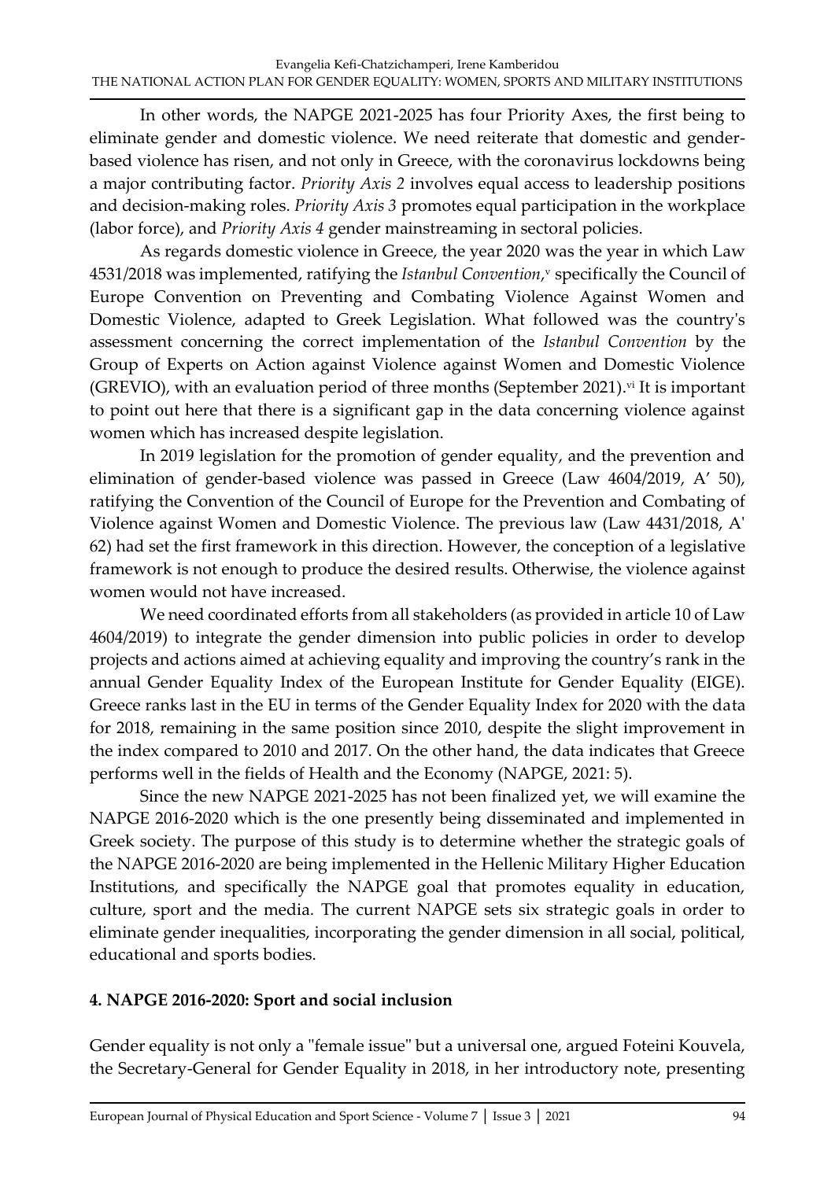In other words, the NAPGE 2021-2025 has four Priority Axes, the first being to eliminate gender and domestic violence. We need reiterate that domestic and gender-based violence has risen, and not only in Greece, with the coronavirus lockdowns being a major contributing factor. *Priority Axis 2* involves equal access to leadership positions and decision-making roles. *Priority Axis 3* promotes equal participation in the workplace (labor force), and *Priority Axis 4* gender mainstreaming in sectoral policies.

As regards domestic violence in Greece, the year 2020 was the year in which Law 4531/2018 was implemented, ratifying the *Istanbul Convention*,[v] specifically the Council of Europe Convention on Preventing and Combating Violence Against Women and Domestic Violence, adapted to Greek Legislation. What followed was the country's assessment concerning the correct implementation of the *Istanbul Convention* by the Group of Experts on Action against Violence against Women and Domestic Violence (GREVIO), with an evaluation period of three months (September 2021).[vi] It is important to point out here that there is a significant gap in the data concerning violence against women which has increased despite legislation.

In 2019 legislation for the promotion of gender equality, and the prevention and elimination of gender-based violence was passed in Greece (Law 4604/2019, A' 50), ratifying the Convention of the Council of Europe for the Prevention and Combating of Violence against Women and Domestic Violence. The previous law (Law 4431/2018, A' 62) had set the first framework in this direction. However, the conception of a legislative framework is not enough to produce the desired results. Otherwise, the violence against women would not have increased.

We need coordinated efforts from all stakeholders (as provided in article 10 of Law 4604/2019) to integrate the gender dimension into public policies in order to develop projects and actions aimed at achieving equality and improving the country's rank in the annual Gender Equality Index of the European Institute for Gender Equality (EIGE). Greece ranks last in the EU in terms of the Gender Equality Index for 2020 with the data for 2018, remaining in the same position since 2010, despite the slight improvement in the index compared to 2010 and 2017. On the other hand, the data indicates that Greece performs well in the fields of Health and the Economy (NAPGE, 2021: 5).

Since the new NAPGE 2021-2025 has not been finalized yet, we will examine the NAPGE 2016-2020 which is the one presently being disseminated and implemented in Greek society. The purpose of this study is to determine whether the strategic goals of the NAPGE 2016-2020 are being implemented in the Hellenic Military Higher Education Institutions, and specifically the NAPGE goal that promotes equality in education, culture, sport and the media. The current NAPGE sets six strategic goals in order to eliminate gender inequalities, incorporating the gender dimension in all social, political, educational and sports bodies.

## 4. NAPGE 2016-2020: Sport and social inclusion

Gender equality is not only a "female issue" but a universal one, argued Foteini Kouvela, the Secretary-General for Gender Equality in 2018, in her introductory note, presenting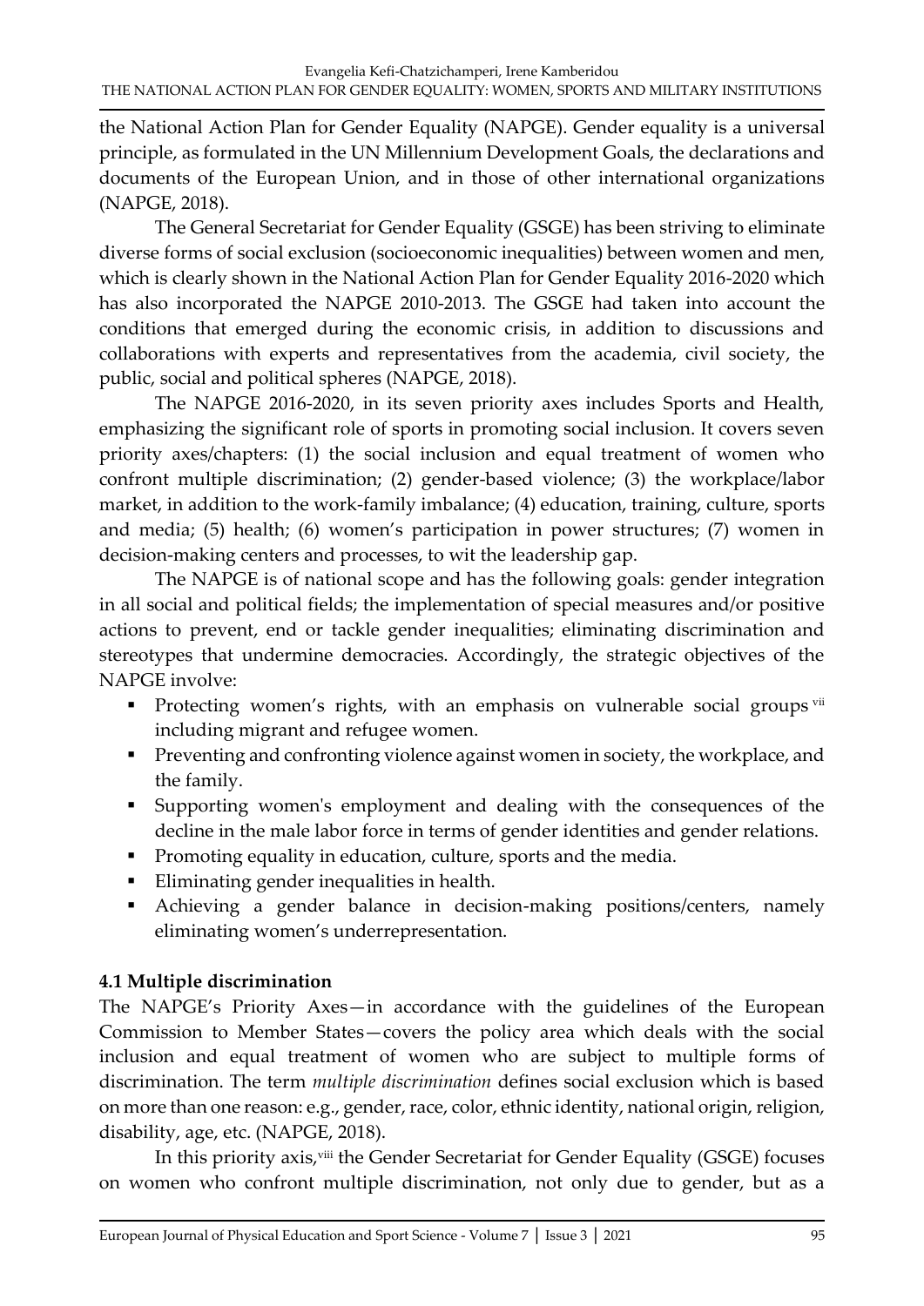the National Action Plan for Gender Equality (NAPGE). Gender equality is a universal principle, as formulated in the UN Millennium Development Goals, the declarations and documents of the European Union, and in those of other international organizations (NAPGE, 2018).

The General Secretariat for Gender Equality (GSGE) has been striving to eliminate diverse forms of social exclusion (socioeconomic inequalities) between women and men, which is clearly shown in the National Action Plan for Gender Equality 2016-2020 which has also incorporated the NAPGE 2010-2013. The GSGE had taken into account the conditions that emerged during the economic crisis, in addition to discussions and collaborations with experts and representatives from the academia, civil society, the public, social and political spheres (NAPGE, 2018).

The NAPGE 2016-2020, in its seven priority axes includes Sports and Health, emphasizing the significant role of sports in promoting social inclusion. It covers seven priority axes/chapters: (1) the social inclusion and equal treatment of women who confront multiple discrimination; (2) gender-based violence; (3) the workplace/labor market, in addition to the work-family imbalance; (4) education, training, culture, sports and media; (5) health; (6) women's participation in power structures; (7) women in decision-making centers and processes, to wit the leadership gap.

The NAPGE is of national scope and has the following goals: gender integration in all social and political fields; the implementation of special measures and/or positive actions to prevent, end or tackle gender inequalities; eliminating discrimination and stereotypes that undermine democracies. Accordingly, the strategic objectives of the NAPGE involve:

- Protecting women's rights, with an emphasis on vulnerable social groups [vii] including migrant and refugee women.
- Preventing and confronting violence against women in society, the workplace, and the family.
- Supporting women's employment and dealing with the consequences of the decline in the male labor force in terms of gender identities and gender relations.
- Promoting equality in education, culture, sports and the media.
- Eliminating gender inequalities in health.
- Achieving a gender balance in decision-making positions/centers, namely eliminating women's underrepresentation.

### 4.1 Multiple discrimination

The NAPGE's Priority Axes—in accordance with the guidelines of the European Commission to Member States—covers the policy area which deals with the social inclusion and equal treatment of women who are subject to multiple forms of discrimination. The term *multiple discrimination* defines social exclusion which is based on more than one reason: e.g., gender, race, color, ethnic identity, national origin, religion, disability, age, etc. (NAPGE, 2018).

In this priority axis,[viii] the Gender Secretariat for Gender Equality (GSGE) focuses on women who confront multiple discrimination, not only due to gender, but as a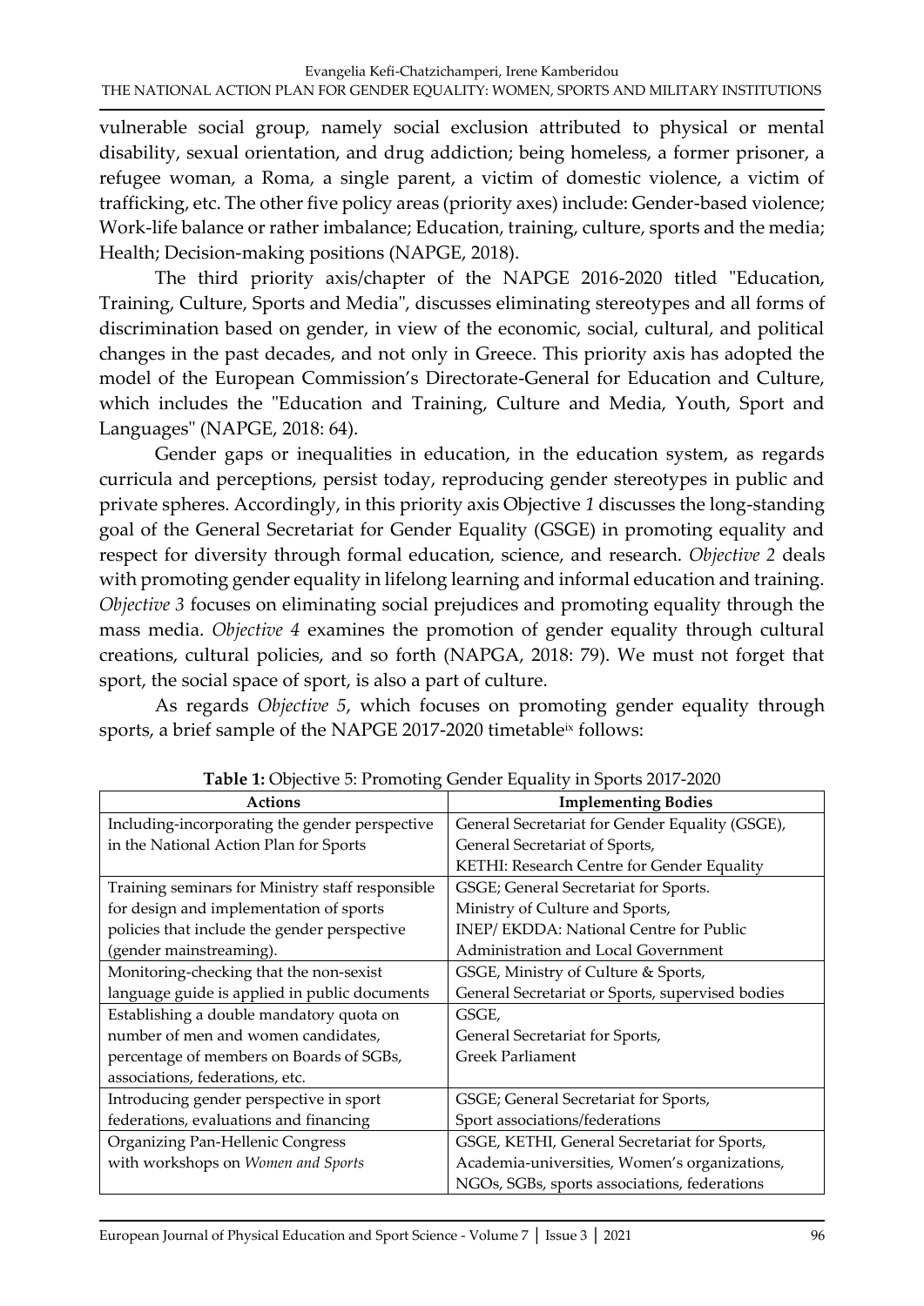vulnerable social group, namely social exclusion attributed to physical or mental disability, sexual orientation, and drug addiction; being homeless, a former prisoner, a refugee woman, a Roma, a single parent, a victim of domestic violence, a victim of trafficking, etc. The other five policy areas (priority axes) include: Gender-based violence; Work-life balance or rather imbalance; Education, training, culture, sports and the media; Health; Decision-making positions (NAPGE, 2018).

The third priority axis/chapter of the NAPGE 2016-2020 titled "Education, Training, Culture, Sports and Media", discusses eliminating stereotypes and all forms of discrimination based on gender, in view of the economic, social, cultural, and political changes in the past decades, and not only in Greece. This priority axis has adopted the model of the European Commission's Directorate-General for Education and Culture, which includes the "Education and Training, Culture and Media, Youth, Sport and Languages" (NAPGE, 2018: 64).

Gender gaps or inequalities in education, in the education system, as regards curricula and perceptions, persist today, reproducing gender stereotypes in public and private spheres. Accordingly, in this priority axis Objective *1* discusses the long-standing goal of the General Secretariat for Gender Equality (GSGE) in promoting equality and respect for diversity through formal education, science, and research. *Objective 2* deals with promoting gender equality in lifelong learning and informal education and training. *Objective 3* focuses on eliminating social prejudices and promoting equality through the mass media. *Objective 4* examines the promotion of gender equality through cultural creations, cultural policies, and so forth (NAPGA, 2018: 79). We must not forget that sport, the social space of sport, is also a part of culture.

As regards *Objective 5*, which focuses on promoting gender equality through sports, a brief sample of the NAPGE 2017-2020 timetable[ix] follows:

**Table 1:** Objective 5: Promoting Gender Equality in Sports 2017-2020

| Actions | Implementing Bodies |
|---|---|
| Including-incorporating the gender perspective in the National Action Plan for Sports | General Secretariat for Gender Equality (GSGE), General Secretariat of Sports, KETHI: Research Centre for Gender Equality |
| Training seminars for Ministry staff responsible for design and implementation of sports policies that include the gender perspective (gender mainstreaming). | GSGE; General Secretariat for Sports. Ministry of Culture and Sports, INEP/ EKDDA: National Centre for Public Administration and Local Government |
| Monitoring-checking that the non-sexist language guide is applied in public documents | GSGE, Ministry of Culture & Sports, General Secretariat or Sports, supervised bodies |
| Establishing a double mandatory quota on number of men and women candidates, percentage of members on Boards of SGBs, associations, federations, etc. | GSGE, General Secretariat for Sports, Greek Parliament |
| Introducing gender perspective in sport federations, evaluations and financing | GSGE; General Secretariat for Sports, Sport associations/federations |
| Organizing Pan-Hellenic Congress with workshops on *Women and Sports* | GSGE, KETHI, General Secretariat for Sports, Academia-universities, Women's organizations, NGOs, SGBs, sports associations, federations |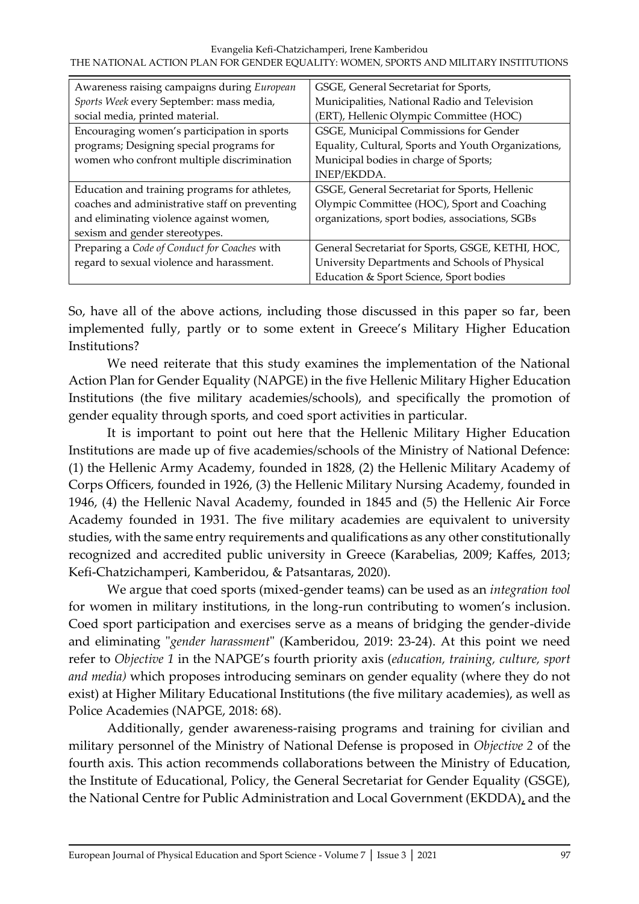| Awareness raising campaigns during *European Sports Week* every September: mass media, social media, printed material. | GSGE, General Secretariat for Sports, Municipalities, National Radio and Television (ERT), Hellenic Olympic Committee (HOC) |
|---|---|
| Encouraging women's participation in sports programs; Designing special programs for women who confront multiple discrimination | GSGE, Municipal Commissions for Gender Equality, Cultural, Sports and Youth Organizations, Municipal bodies in charge of Sports; INEP/EKDDA. |
| Education and training programs for athletes, coaches and administrative staff on preventing and eliminating violence against women, sexism and gender stereotypes. | GSGE, General Secretariat for Sports, Hellenic Olympic Committee (HOC), Sport and Coaching organizations, sport bodies, associations, SGBs |
| Preparing a *Code of Conduct for Coaches* with regard to sexual violence and harassment. | General Secretariat for Sports, GSGE, KETHI, HOC, University Departments and Schools of Physical Education & Sport Science, Sport bodies |

So, have all of the above actions, including those discussed in this paper so far, been implemented fully, partly or to some extent in Greece's Military Higher Education Institutions?

We need reiterate that this study examines the implementation of the National Action Plan for Gender Equality (NAPGE) in the five Hellenic Military Higher Education Institutions (the five military academies/schools), and specifically the promotion of gender equality through sports, and coed sport activities in particular.

It is important to point out here that the Hellenic Military Higher Education Institutions are made up of five academies/schools of the Ministry of National Defence: (1) the Hellenic Army Academy, founded in 1828, (2) the Hellenic Military Academy of Corps Officers, founded in 1926, (3) the Hellenic Military Nursing Academy, founded in 1946, (4) the Hellenic Naval Academy, founded in 1845 and (5) the Hellenic Air Force Academy founded in 1931. The five military academies are equivalent to university studies, with the same entry requirements and qualifications as any other constitutionally recognized and accredited public university in Greece (Karabelias, 2009; Kaffes, 2013; Kefi-Chatzichamperi, Kamberidou, & Patsantaras, 2020).

We argue that coed sports (mixed-gender teams) can be used as an *integration tool* for women in military institutions, in the long-run contributing to women's inclusion. Coed sport participation and exercises serve as a means of bridging the gender-divide and eliminating "*gender harassment*" (Kamberidou, 2019: 23-24). At this point we need refer to *Objective 1* in the NAPGE's fourth priority axis (*education, training, culture, sport and media)* which proposes introducing seminars on gender equality (where they do not exist) at Higher Military Educational Institutions (the five military academies), as well as Police Academies (NAPGE, 2018: 68).

Additionally, gender awareness-raising programs and training for civilian and military personnel of the Ministry of National Defense is proposed in *Objective 2* of the fourth axis. This action recommends collaborations between the Ministry of Education, the Institute of Educational, Policy, the General Secretariat for Gender Equality (GSGE), the National Centre for Public Administration and Local Government (EKDDA), and the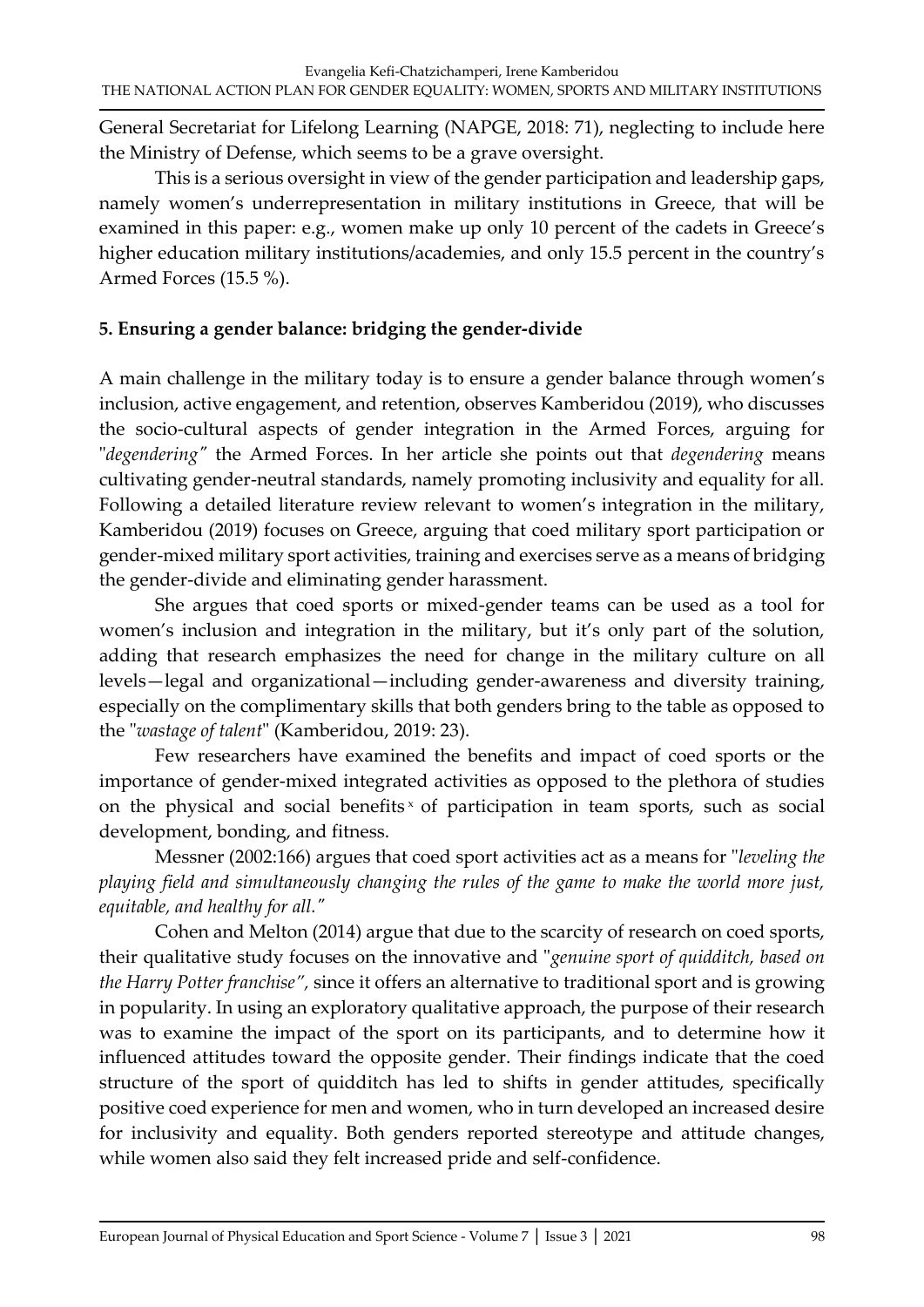General Secretariat for Lifelong Learning (NAPGE, 2018: 71), neglecting to include here the Ministry of Defense, which seems to be a grave oversight.

This is a serious oversight in view of the gender participation and leadership gaps, namely women's underrepresentation in military institutions in Greece, that will be examined in this paper: e.g., women make up only 10 percent of the cadets in Greece's higher education military institutions/academies, and only 15.5 percent in the country's Armed Forces (15.5 %).

## 5. Ensuring a gender balance: bridging the gender-divide

A main challenge in the military today is to ensure a gender balance through women's inclusion, active engagement, and retention, observes Kamberidou (2019), who discusses the socio-cultural aspects of gender integration in the Armed Forces, arguing for "*degendering*" the Armed Forces. In her article she points out that *degendering* means cultivating gender-neutral standards, namely promoting inclusivity and equality for all. Following a detailed literature review relevant to women's integration in the military, Kamberidou (2019) focuses on Greece, arguing that coed military sport participation or gender-mixed military sport activities, training and exercises serve as a means of bridging the gender-divide and eliminating gender harassment.

She argues that coed sports or mixed-gender teams can be used as a tool for women's inclusion and integration in the military, but it's only part of the solution, adding that research emphasizes the need for change in the military culture on all levels—legal and organizational—including gender-awareness and diversity training, especially on the complimentary skills that both genders bring to the table as opposed to the "*wastage of talent*" (Kamberidou, 2019: 23).

Few researchers have examined the benefits and impact of coed sports or the importance of gender-mixed integrated activities as opposed to the plethora of studies on the physical and social benefits [x] of participation in team sports, such as social development, bonding, and fitness.

Messner (2002:166) argues that coed sport activities act as a means for "*leveling the playing field and simultaneously changing the rules of the game to make the world more just, equitable, and healthy for all.*"

Cohen and Melton (2014) argue that due to the scarcity of research on coed sports, their qualitative study focuses on the innovative and "*genuine sport of quidditch, based on the Harry Potter franchise*", since it offers an alternative to traditional sport and is growing in popularity. In using an exploratory qualitative approach, the purpose of their research was to examine the impact of the sport on its participants, and to determine how it influenced attitudes toward the opposite gender. Their findings indicate that the coed structure of the sport of quidditch has led to shifts in gender attitudes, specifically positive coed experience for men and women, who in turn developed an increased desire for inclusivity and equality. Both genders reported stereotype and attitude changes, while women also said they felt increased pride and self-confidence.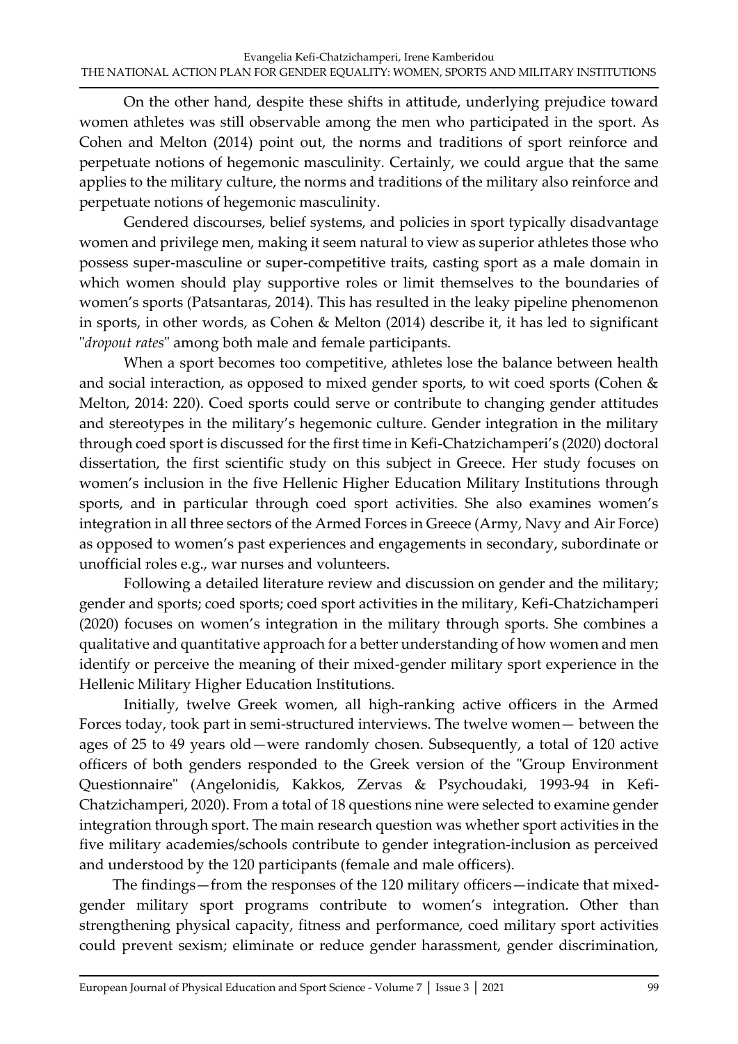On the other hand, despite these shifts in attitude, underlying prejudice toward women athletes was still observable among the men who participated in the sport. As Cohen and Melton (2014) point out, the norms and traditions of sport reinforce and perpetuate notions of hegemonic masculinity. Certainly, we could argue that the same applies to the military culture, the norms and traditions of the military also reinforce and perpetuate notions of hegemonic masculinity.

Gendered discourses, belief systems, and policies in sport typically disadvantage women and privilege men, making it seem natural to view as superior athletes those who possess super-masculine or super-competitive traits, casting sport as a male domain in which women should play supportive roles or limit themselves to the boundaries of women's sports (Patsantaras, 2014). This has resulted in the leaky pipeline phenomenon in sports, in other words, as Cohen & Melton (2014) describe it, it has led to significant "*dropout rates*" among both male and female participants.

When a sport becomes too competitive, athletes lose the balance between health and social interaction, as opposed to mixed gender sports, to wit coed sports (Cohen & Melton, 2014: 220). Coed sports could serve or contribute to changing gender attitudes and stereotypes in the military's hegemonic culture. Gender integration in the military through coed sport is discussed for the first time in Kefi-Chatzichamperi's (2020) doctoral dissertation, the first scientific study on this subject in Greece. Her study focuses on women's inclusion in the five Hellenic Higher Education Military Institutions through sports, and in particular through coed sport activities. She also examines women's integration in all three sectors of the Armed Forces in Greece (Army, Navy and Air Force) as opposed to women's past experiences and engagements in secondary, subordinate or unofficial roles e.g., war nurses and volunteers.

Following a detailed literature review and discussion on gender and the military; gender and sports; coed sports; coed sport activities in the military, Kefi-Chatzichamperi (2020) focuses on women's integration in the military through sports. She combines a qualitative and quantitative approach for a better understanding of how women and men identify or perceive the meaning of their mixed-gender military sport experience in the Hellenic Military Higher Education Institutions.

Initially, twelve Greek women, all high-ranking active officers in the Armed Forces today, took part in semi-structured interviews. The twelve women— between the ages of 25 to 49 years old—were randomly chosen. Subsequently, a total of 120 active officers of both genders responded to the Greek version of the "Group Environment Questionnaire" (Angelonidis, Kakkos, Zervas & Psychoudaki, 1993-94 in Kefi-Chatzichamperi, 2020). From a total of 18 questions nine were selected to examine gender integration through sport. The main research question was whether sport activities in the five military academies/schools contribute to gender integration-inclusion as perceived and understood by the 120 participants (female and male officers).

The findings—from the responses of the 120 military officers—indicate that mixed-gender military sport programs contribute to women's integration. Other than strengthening physical capacity, fitness and performance, coed military sport activities could prevent sexism; eliminate or reduce gender harassment, gender discrimination,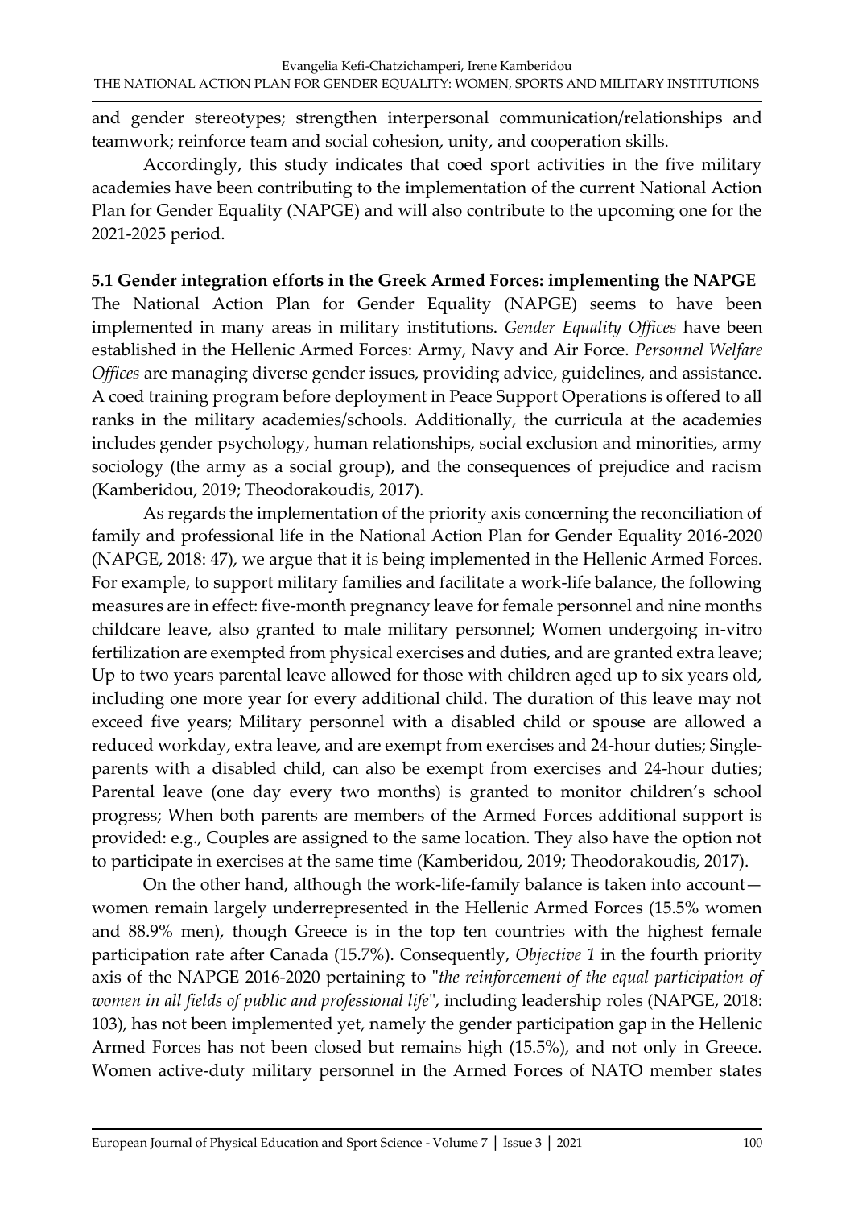and gender stereotypes; strengthen interpersonal communication/relationships and teamwork; reinforce team and social cohesion, unity, and cooperation skills.

Accordingly, this study indicates that coed sport activities in the five military academies have been contributing to the implementation of the current National Action Plan for Gender Equality (NAPGE) and will also contribute to the upcoming one for the 2021-2025 period.

### 5.1 Gender integration efforts in the Greek Armed Forces: implementing the NAPGE

The National Action Plan for Gender Equality (NAPGE) seems to have been implemented in many areas in military institutions. *Gender Equality Offices* have been established in the Hellenic Armed Forces: Army, Navy and Air Force. *Personnel Welfare Offices* are managing diverse gender issues, providing advice, guidelines, and assistance. A coed training program before deployment in Peace Support Operations is offered to all ranks in the military academies/schools. Additionally, the curricula at the academies includes gender psychology, human relationships, social exclusion and minorities, army sociology (the army as a social group), and the consequences of prejudice and racism (Kamberidou, 2019; Theodorakoudis, 2017).

As regards the implementation of the priority axis concerning the reconciliation of family and professional life in the National Action Plan for Gender Equality 2016-2020 (NAPGE, 2018: 47), we argue that it is being implemented in the Hellenic Armed Forces. For example, to support military families and facilitate a work-life balance, the following measures are in effect: five-month pregnancy leave for female personnel and nine months childcare leave, also granted to male military personnel; Women undergoing in-vitro fertilization are exempted from physical exercises and duties, and are granted extra leave; Up to two years parental leave allowed for those with children aged up to six years old, including one more year for every additional child. The duration of this leave may not exceed five years; Military personnel with a disabled child or spouse are allowed a reduced workday, extra leave, and are exempt from exercises and 24-hour duties; Single-parents with a disabled child, can also be exempt from exercises and 24-hour duties; Parental leave (one day every two months) is granted to monitor children's school progress; When both parents are members of the Armed Forces additional support is provided: e.g., Couples are assigned to the same location. They also have the option not to participate in exercises at the same time (Kamberidou, 2019; Theodorakoudis, 2017).

On the other hand, although the work-life-family balance is taken into account—women remain largely underrepresented in the Hellenic Armed Forces (15.5% women and 88.9% men), though Greece is in the top ten countries with the highest female participation rate after Canada (15.7%). Consequently, *Objective 1* in the fourth priority axis of the NAPGE 2016-2020 pertaining to "*the reinforcement of the equal participation of women in all fields of public and professional life*", including leadership roles (NAPGE, 2018: 103), has not been implemented yet, namely the gender participation gap in the Hellenic Armed Forces has not been closed but remains high (15.5%), and not only in Greece. Women active-duty military personnel in the Armed Forces of NATO member states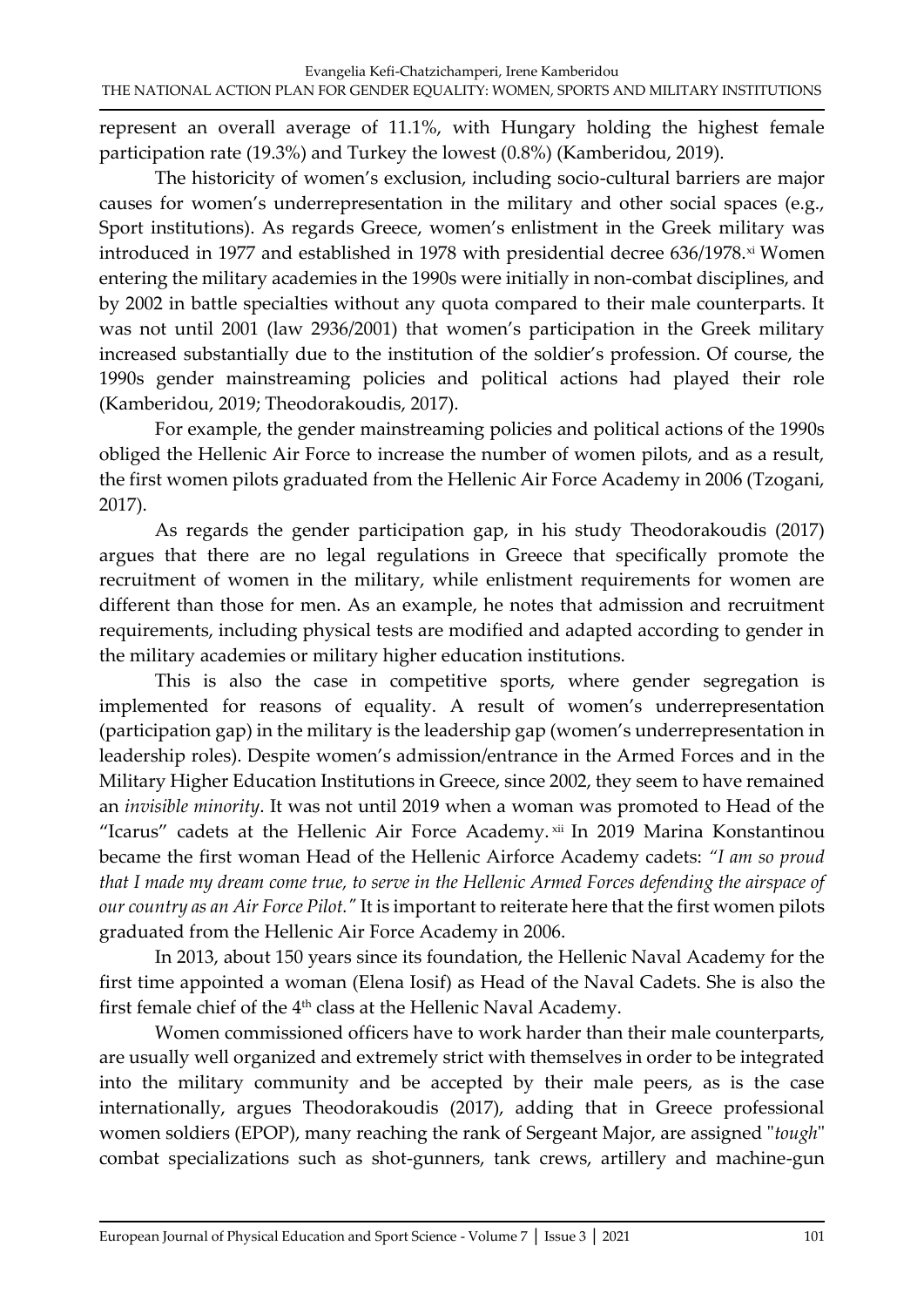represent an overall average of 11.1%, with Hungary holding the highest female participation rate (19.3%) and Turkey the lowest (0.8%) (Kamberidou, 2019).

The historicity of women's exclusion, including socio-cultural barriers are major causes for women's underrepresentation in the military and other social spaces (e.g., Sport institutions). As regards Greece, women's enlistment in the Greek military was introduced in 1977 and established in 1978 with presidential decree 636/1978.[xi] Women entering the military academies in the 1990s were initially in non-combat disciplines, and by 2002 in battle specialties without any quota compared to their male counterparts. It was not until 2001 (law 2936/2001) that women's participation in the Greek military increased substantially due to the institution of the soldier's profession. Of course, the 1990s gender mainstreaming policies and political actions had played their role (Kamberidou, 2019; Theodorakoudis, 2017).

For example, the gender mainstreaming policies and political actions of the 1990s obliged the Hellenic Air Force to increase the number of women pilots, and as a result, the first women pilots graduated from the Hellenic Air Force Academy in 2006 (Tzogani, 2017).

As regards the gender participation gap, in his study Theodorakoudis (2017) argues that there are no legal regulations in Greece that specifically promote the recruitment of women in the military, while enlistment requirements for women are different than those for men. As an example, he notes that admission and recruitment requirements, including physical tests are modified and adapted according to gender in the military academies or military higher education institutions.

This is also the case in competitive sports, where gender segregation is implemented for reasons of equality. A result of women's underrepresentation (participation gap) in the military is the leadership gap (women's underrepresentation in leadership roles). Despite women's admission/entrance in the Armed Forces and in the Military Higher Education Institutions in Greece, since 2002, they seem to have remained an *invisible minority*. It was not until 2019 when a woman was promoted to Head of the "Icarus" cadets at the Hellenic Air Force Academy.[xii] In 2019 Marina Konstantinou became the first woman Head of the Hellenic Airforce Academy cadets: *"I am so proud that I made my dream come true, to serve in the Hellenic Armed Forces defending the airspace of our country as an Air Force Pilot."* It is important to reiterate here that the first women pilots graduated from the Hellenic Air Force Academy in 2006.

In 2013, about 150 years since its foundation, the Hellenic Naval Academy for the first time appointed a woman (Elena Iosif) as Head of the Naval Cadets. She is also the first female chief of the 4th class at the Hellenic Naval Academy.

Women commissioned officers have to work harder than their male counterparts, are usually well organized and extremely strict with themselves in order to be integrated into the military community and be accepted by their male peers, as is the case internationally, argues Theodorakoudis (2017), adding that in Greece professional women soldiers (EPOP), many reaching the rank of Sergeant Major, are assigned "*tough*" combat specializations such as shot-gunners, tank crews, artillery and machine-gun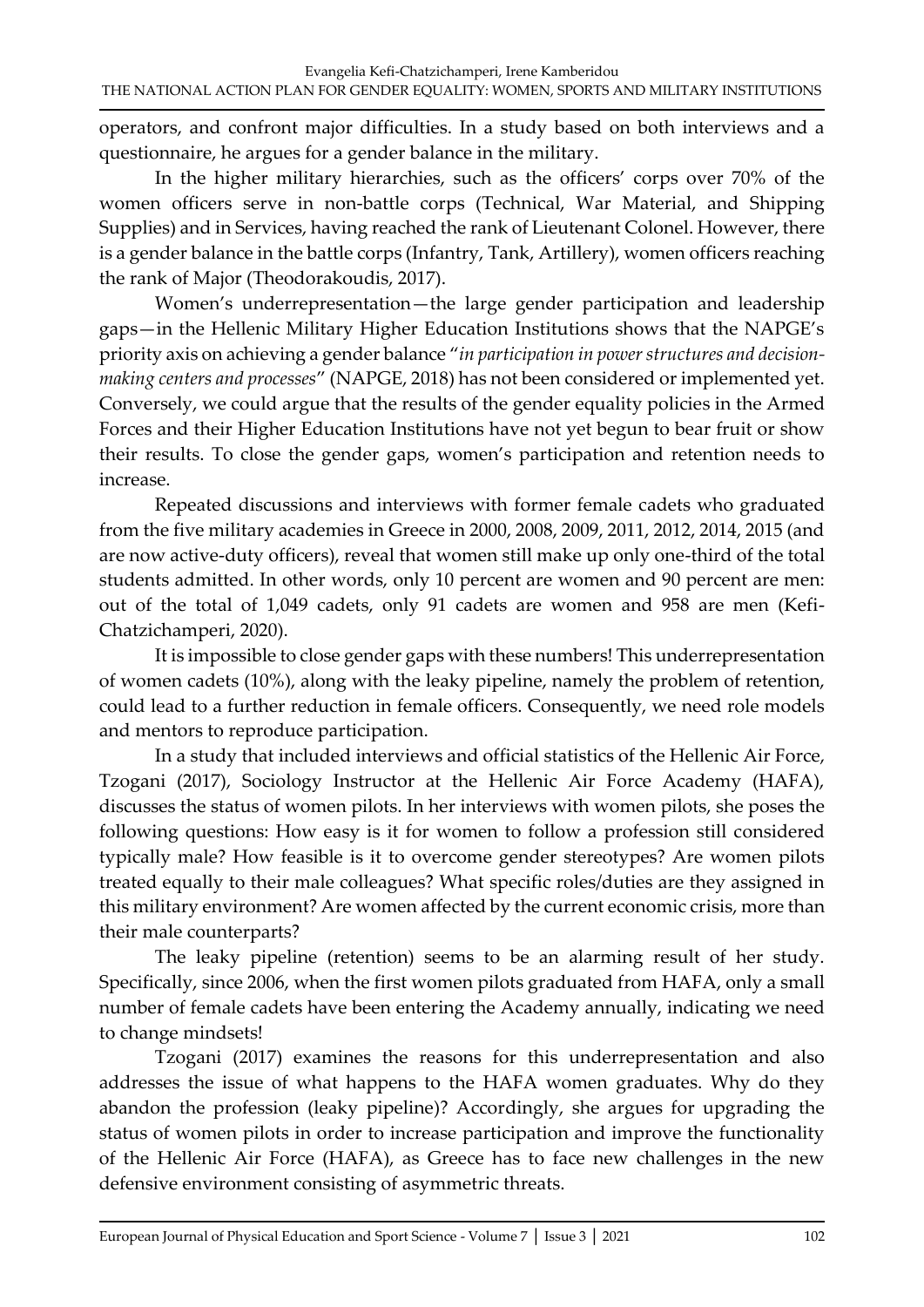operators, and confront major difficulties. In a study based on both interviews and a questionnaire, he argues for a gender balance in the military.

In the higher military hierarchies, such as the officers' corps over 70% of the women officers serve in non-battle corps (Technical, War Material, and Shipping Supplies) and in Services, having reached the rank of Lieutenant Colonel. However, there is a gender balance in the battle corps (Infantry, Tank, Artillery), women officers reaching the rank of Major (Theodorakoudis, 2017).

Women's underrepresentation—the large gender participation and leadership gaps—in the Hellenic Military Higher Education Institutions shows that the NAPGE's priority axis on achieving a gender balance "*in participation in power structures and decision-making centers and processes*" (NAPGE, 2018) has not been considered or implemented yet. Conversely, we could argue that the results of the gender equality policies in the Armed Forces and their Higher Education Institutions have not yet begun to bear fruit or show their results. To close the gender gaps, women's participation and retention needs to increase.

Repeated discussions and interviews with former female cadets who graduated from the five military academies in Greece in 2000, 2008, 2009, 2011, 2012, 2014, 2015 (and are now active-duty officers), reveal that women still make up only one-third of the total students admitted. In other words, only 10 percent are women and 90 percent are men: out of the total of 1,049 cadets, only 91 cadets are women and 958 are men (Kefi-Chatzichamperi, 2020).

It is impossible to close gender gaps with these numbers! This underrepresentation of women cadets (10%), along with the leaky pipeline, namely the problem of retention, could lead to a further reduction in female officers. Consequently, we need role models and mentors to reproduce participation.

In a study that included interviews and official statistics of the Hellenic Air Force, Tzogani (2017), Sociology Instructor at the Hellenic Air Force Academy (HAFA), discusses the status of women pilots. In her interviews with women pilots, she poses the following questions: How easy is it for women to follow a profession still considered typically male? How feasible is it to overcome gender stereotypes? Are women pilots treated equally to their male colleagues? What specific roles/duties are they assigned in this military environment? Are women affected by the current economic crisis, more than their male counterparts?

The leaky pipeline (retention) seems to be an alarming result of her study. Specifically, since 2006, when the first women pilots graduated from HAFA, only a small number of female cadets have been entering the Academy annually, indicating we need to change mindsets!

Tzogani (2017) examines the reasons for this underrepresentation and also addresses the issue of what happens to the HAFA women graduates. Why do they abandon the profession (leaky pipeline)? Accordingly, she argues for upgrading the status of women pilots in order to increase participation and improve the functionality of the Hellenic Air Force (HAFA), as Greece has to face new challenges in the new defensive environment consisting of asymmetric threats.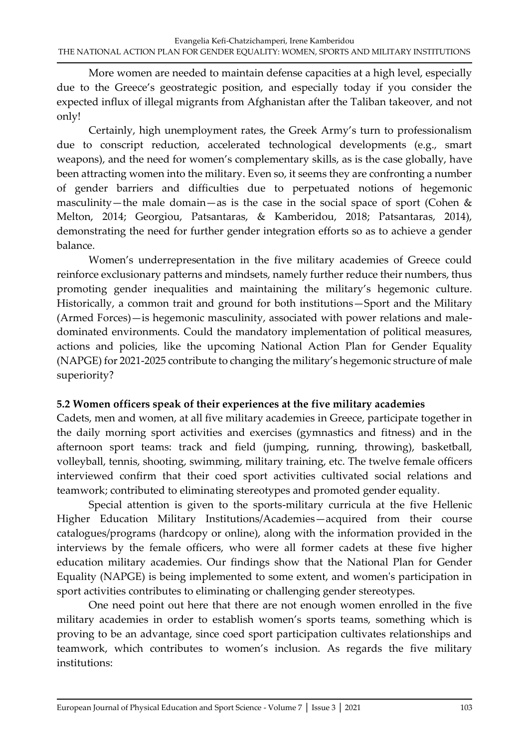More women are needed to maintain defense capacities at a high level, especially due to the Greece's geostrategic position, and especially today if you consider the expected influx of illegal migrants from Afghanistan after the Taliban takeover, and not only!

Certainly, high unemployment rates, the Greek Army's turn to professionalism due to conscript reduction, accelerated technological developments (e.g., smart weapons), and the need for women's complementary skills, as is the case globally, have been attracting women into the military. Even so, it seems they are confronting a number of gender barriers and difficulties due to perpetuated notions of hegemonic masculinity—the male domain—as is the case in the social space of sport (Cohen & Melton, 2014; Georgiou, Patsantaras, & Kamberidou, 2018; Patsantaras, 2014), demonstrating the need for further gender integration efforts so as to achieve a gender balance.

Women's underrepresentation in the five military academies of Greece could reinforce exclusionary patterns and mindsets, namely further reduce their numbers, thus promoting gender inequalities and maintaining the military's hegemonic culture. Historically, a common trait and ground for both institutions—Sport and the Military (Armed Forces)—is hegemonic masculinity, associated with power relations and male-dominated environments. Could the mandatory implementation of political measures, actions and policies, like the upcoming National Action Plan for Gender Equality (NAPGE) for 2021-2025 contribute to changing the military's hegemonic structure of male superiority?

### 5.2 Women officers speak of their experiences at the five military academies

Cadets, men and women, at all five military academies in Greece, participate together in the daily morning sport activities and exercises (gymnastics and fitness) and in the afternoon sport teams: track and field (jumping, running, throwing), basketball, volleyball, tennis, shooting, swimming, military training, etc. The twelve female officers interviewed confirm that their coed sport activities cultivated social relations and teamwork; contributed to eliminating stereotypes and promoted gender equality.

Special attention is given to the sports-military curricula at the five Hellenic Higher Education Military Institutions/Academies—acquired from their course catalogues/programs (hardcopy or online), along with the information provided in the interviews by the female officers, who were all former cadets at these five higher education military academies. Our findings show that the National Plan for Gender Equality (NAPGE) is being implemented to some extent, and women's participation in sport activities contributes to eliminating or challenging gender stereotypes.

One need point out here that there are not enough women enrolled in the five military academies in order to establish women's sports teams, something which is proving to be an advantage, since coed sport participation cultivates relationships and teamwork, which contributes to women's inclusion. As regards the five military institutions: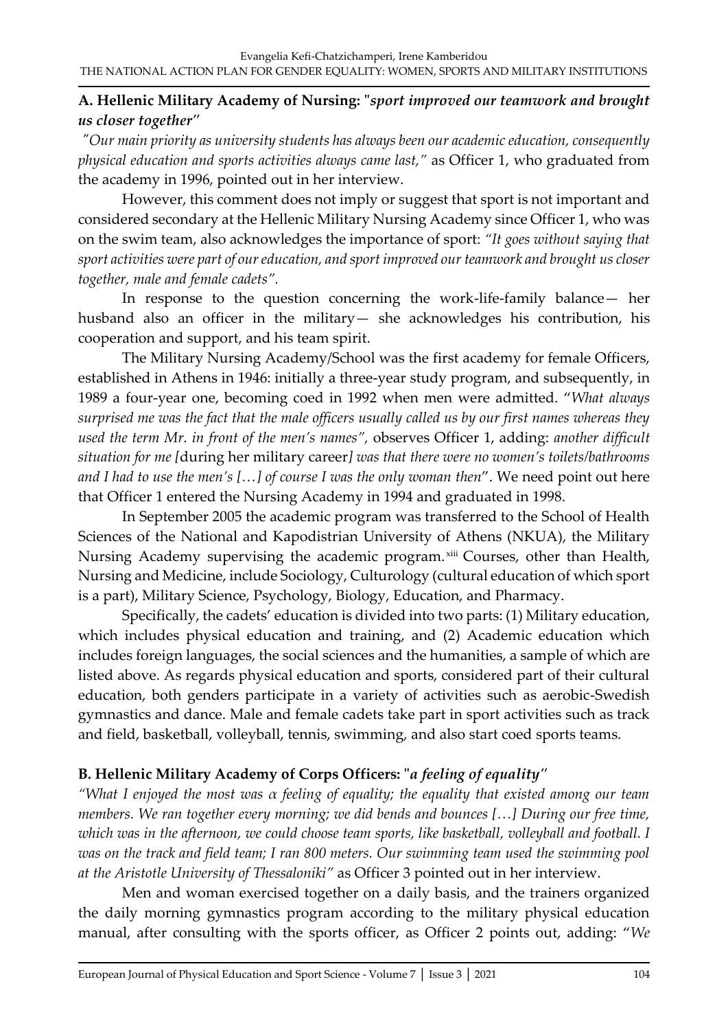### A. Hellenic Military Academy of Nursing: "*sport improved our teamwork and brought us closer together*"

*"Our main priority as university students has always been our academic education, consequently physical education and sports activities always came last,"* as Officer 1, who graduated from the academy in 1996, pointed out in her interview.

However, this comment does not imply or suggest that sport is not important and considered secondary at the Hellenic Military Nursing Academy since Officer 1, who was on the swim team, also acknowledges the importance of sport: *"It goes without saying that sport activities were part of our education, and sport improved our teamwork and brought us closer together, male and female cadets".*

In response to the question concerning the work-life-family balance— her husband also an officer in the military— she acknowledges his contribution, his cooperation and support, and his team spirit.

The Military Nursing Academy/School was the first academy for female Officers, established in Athens in 1946: initially a three-year study program, and subsequently, in 1989 a four-year one, becoming coed in 1992 when men were admitted. "*What always surprised me was the fact that the male officers usually called us by our first names whereas they used the term Mr. in front of the men's names",* observes Officer 1, adding: *another difficult situation for me [*during her military career*] was that there were no women's toilets/bathrooms and I had to use the men's […] of course I was the only woman then*". We need point out here that Officer 1 entered the Nursing Academy in 1994 and graduated in 1998.

In September 2005 the academic program was transferred to the School of Health Sciences of the National and Kapodistrian University of Athens (NKUA), the Military Nursing Academy supervising the academic program.[xiii] Courses, other than Health, Nursing and Medicine, include Sociology, Culturology (cultural education of which sport is a part), Military Science, Psychology, Biology, Education, and Pharmacy.

Specifically, the cadets' education is divided into two parts: (1) Military education, which includes physical education and training, and (2) Academic education which includes foreign languages, the social sciences and the humanities, a sample of which are listed above. As regards physical education and sports, considered part of their cultural education, both genders participate in a variety of activities such as aerobic-Swedish gymnastics and dance. Male and female cadets take part in sport activities such as track field, basketball, volleyball, tennis, swimming, and also start coed sports teams.

### B. Hellenic Military Academy of Corps Officers: "*a feeling of equality*"

*"What I enjoyed the most was α feeling of equality; the equality that existed among our team members. We ran together every morning; we did bends and bounces […] During our free time, which was in the afternoon, we could choose team sports, like basketball, volleyball and football. I was on the track and field team; I ran 800 meters. Our swimming team used the swimming pool at the Aristotle University of Thessaloniki"* as Officer 3 pointed out in her interview.

Men and woman exercised together on a daily basis, and the trainers organized the daily morning gymnastics program according to the military physical education manual, after consulting with the sports officer, as Officer 2 points out, adding: "*We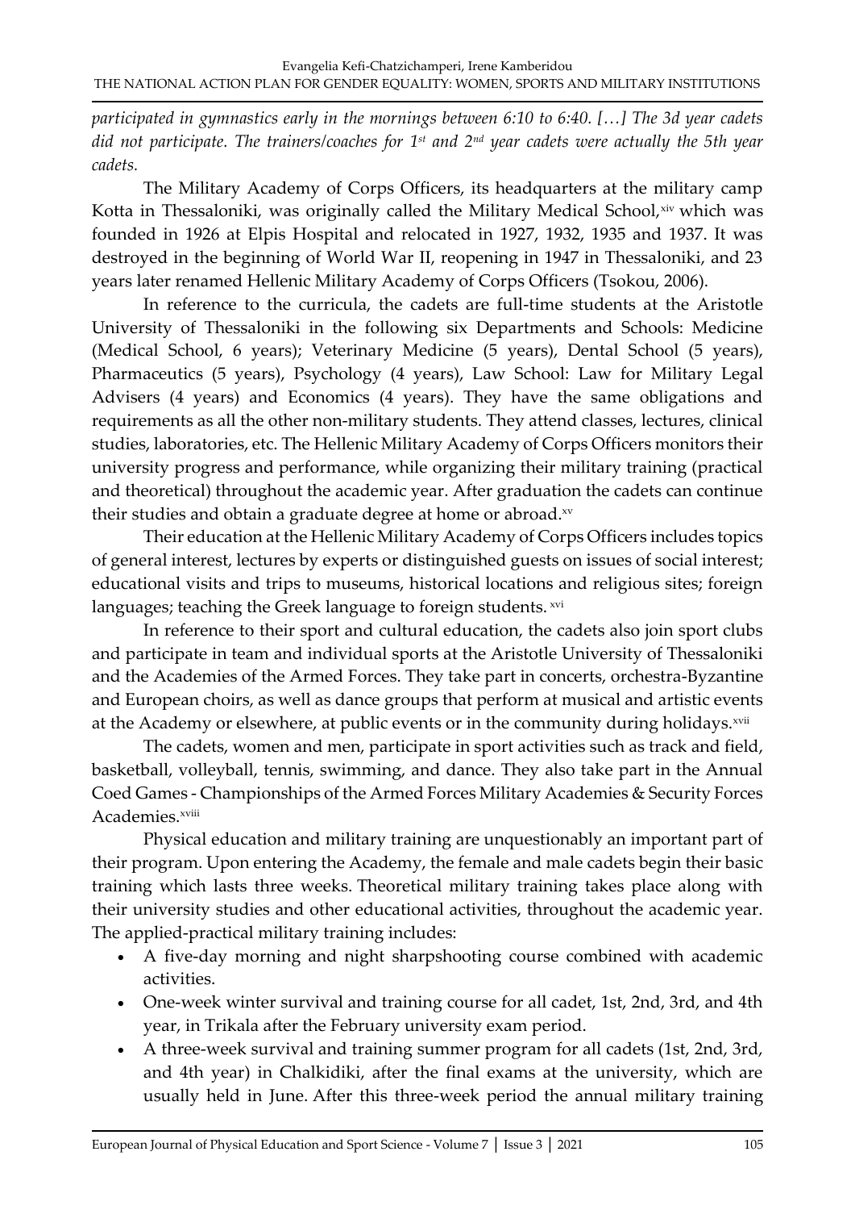*participated in gymnastics early in the mornings between 6:10 to 6:40. […] The 3d year cadets did not participate. The trainers/coaches for 1st and 2nd year cadets were actually the 5th year cadets.*

The Military Academy of Corps Officers, its headquarters at the military camp Kotta in Thessaloniki, was originally called the Military Medical School,[xiv] which was founded in 1926 at Elpis Hospital and relocated in 1927, 1932, 1935 and 1937. It was destroyed in the beginning of World War II, reopening in 1947 in Thessaloniki, and 23 years later renamed Hellenic Military Academy of Corps Officers (Tsokou, 2006).

In reference to the curricula, the cadets are full-time students at the Aristotle University of Thessaloniki in the following six Departments and Schools: Medicine (Medical School, 6 years); Veterinary Medicine (5 years), Dental School (5 years), Pharmaceutics (5 years), Psychology (4 years), Law School: Law for Military Legal Advisers (4 years) and Economics (4 years). They have the same obligations and requirements as all the other non-military students. They attend classes, lectures, clinical studies, laboratories, etc. The Hellenic Military Academy of Corps Officers monitors their university progress and performance, while organizing their military training (practical and theoretical) throughout the academic year. After graduation the cadets can continue their studies and obtain a graduate degree at home or abroad.[xv]

Their education at the Hellenic Military Academy of Corps Officers includes topics of general interest, lectures by experts or distinguished guests on issues of social interest; educational visits and trips to museums, historical locations and religious sites; foreign languages; teaching the Greek language to foreign students.[xvi]

In reference to their sport and cultural education, the cadets also join sport clubs and participate in team and individual sports at the Aristotle University of Thessaloniki and the Academies of the Armed Forces. They take part in concerts, orchestra-Byzantine and European choirs, as well as dance groups that perform at musical and artistic events at the Academy or elsewhere, at public events or in the community during holidays.[xvii]

The cadets, women and men, participate in sport activities such as track and field, basketball, volleyball, tennis, swimming, and dance. They also take part in the Annual Coed Games - Championships of the Armed Forces Military Academies & Security Forces Academies.[xviii]

Physical education and military training are unquestionably an important part of their program. Upon entering the Academy, the female and male cadets begin their basic training which lasts three weeks. Theoretical military training takes place along with their university studies and other educational activities, throughout the academic year. The applied-practical military training includes:

- A five-day morning and night sharpshooting course combined with academic activities.
- One-week winter survival and training course for all cadet, 1st, 2nd, 3rd, and 4th year, in Trikala after the February university exam period.
- A three-week survival and training summer program for all cadets (1st, 2nd, 3rd, and 4th year) in Chalkidiki, after the final exams at the university, which are usually held in June. After this three-week period the annual military training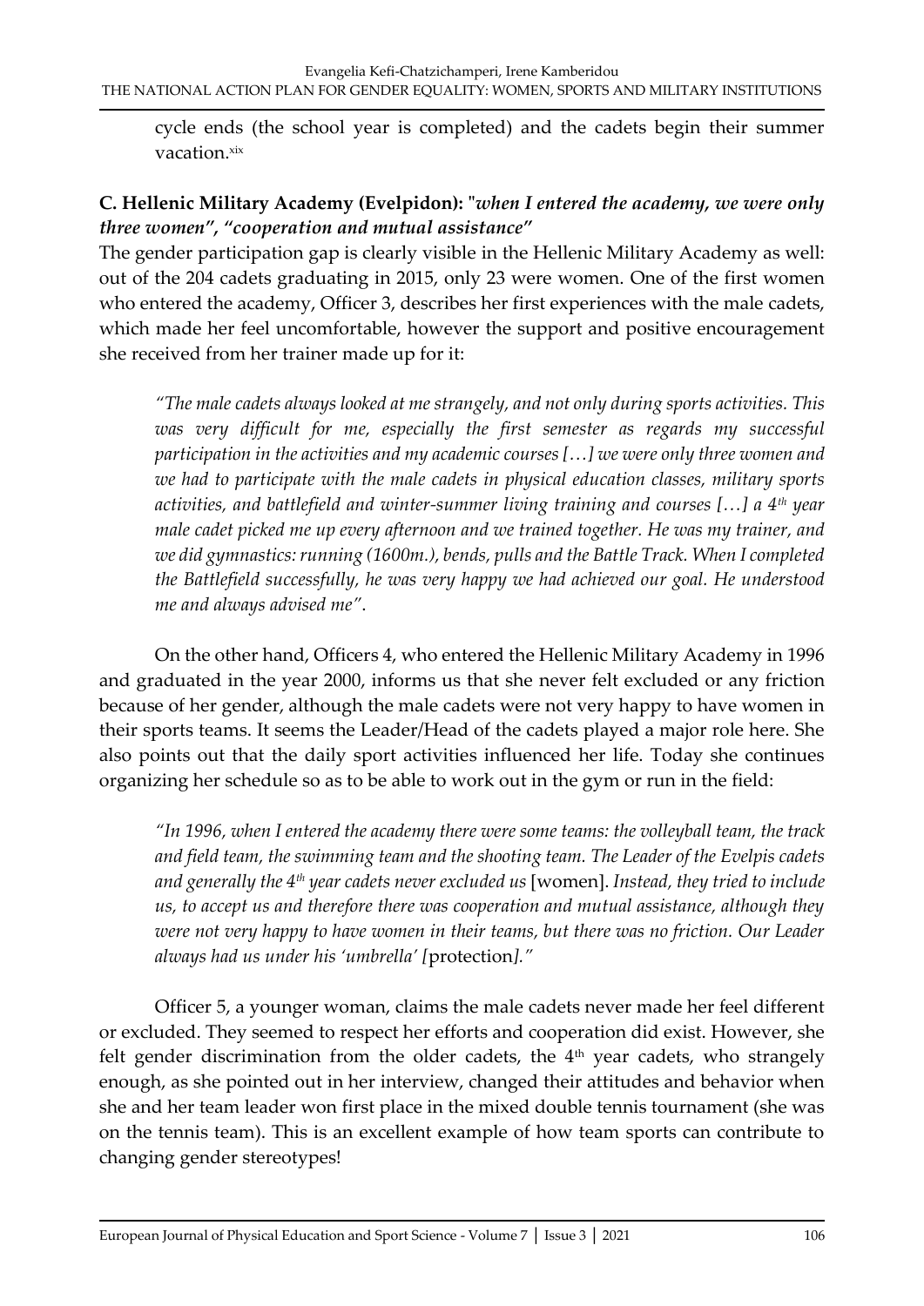cycle ends (the school year is completed) and the cadets begin their summer vacation.[xix]

**C. Hellenic Military Academy (Evelpidon): "*when I entered the academy, we were only three women*", "*cooperation and mutual assistance*"**

The gender participation gap is clearly visible in the Hellenic Military Academy as well: out of the 204 cadets graduating in 2015, only 23 were women. One of the first women who entered the academy, Officer 3, describes her first experiences with the male cadets, which made her feel uncomfortable, however the support and positive encouragement she received from her trainer made up for it:

> *"The male cadets always looked at me strangely, and not only during sports activities. This was very difficult for me, especially the first semester as regards my successful participation in the activities and my academic courses […] we were only three women and we had to participate with the male cadets in physical education classes, military sports activities, and battlefield and winter-summer living training and courses […] a 4th year male cadet picked me up every afternoon and we trained together. He was my trainer, and we did gymnastics: running (1600m.), bends, pulls and the Battle Track. When I completed the Battlefield successfully, he was very happy we had achieved our goal. He understood me and always advised me".*

On the other hand, Officers 4, who entered the Hellenic Military Academy in 1996 and graduated in the year 2000, informs us that she never felt excluded or any friction because of her gender, although the male cadets were not very happy to have women in their sports teams. It seems the Leader/Head of the cadets played a major role here. She also points out that the daily sport activities influenced her life. Today she continues organizing her schedule so as to be able to work out in the gym or run in the field:

> *"In 1996, when I entered the academy there were some teams: the volleyball team, the track and field team, the swimming team and the shooting team. The Leader of the Evelpis cadets and generally the 4th year cadets never excluded us* [women]. *Instead, they tried to include us, to accept us and therefore there was cooperation and mutual assistance, although they were not very happy to have women in their teams, but there was no friction. Our Leader always had us under his 'umbrella' [*protection*]."*

Officer 5, a younger woman, claims the male cadets never made her feel different or excluded. They seemed to respect her efforts and cooperation did exist. However, she felt gender discrimination from the older cadets, the 4th year cadets, who strangely enough, as she pointed out in her interview, changed their attitudes and behavior when she and her team leader won first place in the mixed double tennis tournament (she was on the tennis team). This is an excellent example of how team sports can contribute to changing gender stereotypes!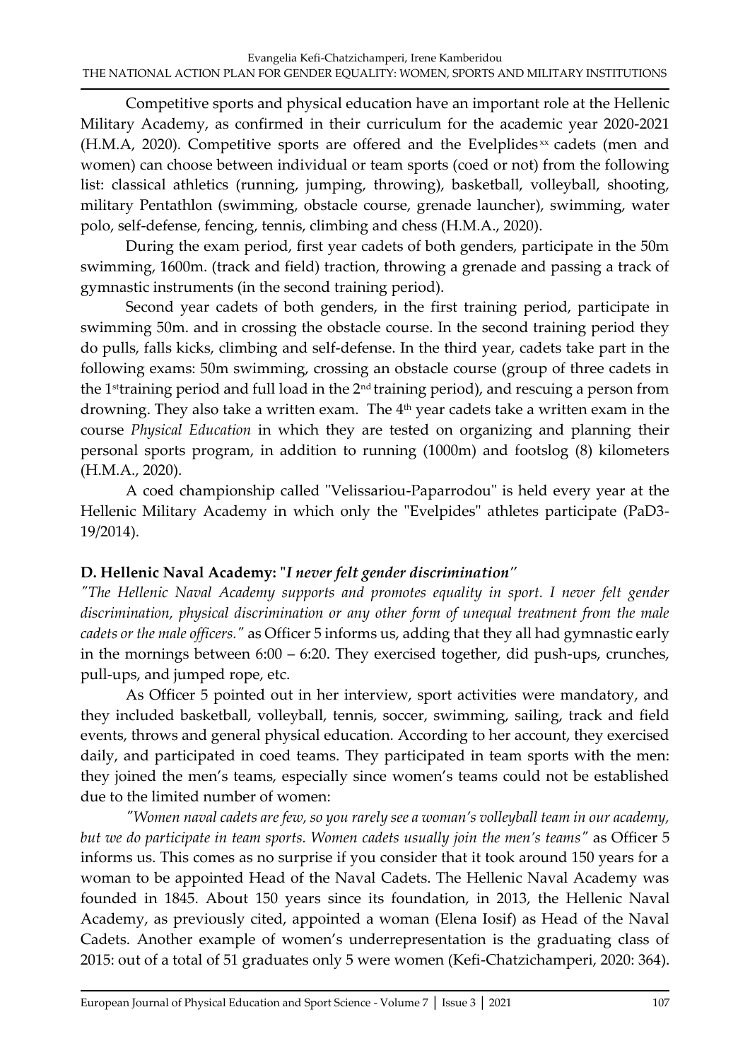Competitive sports and physical education have an important role at the Hellenic Military Academy, as confirmed in their curriculum for the academic year 2020-2021 (H.M.A, 2020). Competitive sports are offered and the Evelplides[xx] cadets (men and women) can choose between individual or team sports (coed or not) from the following list: classical athletics (running, jumping, throwing), basketball, volleyball, shooting, military Pentathlon (swimming, obstacle course, grenade launcher), swimming, water polo, self-defense, fencing, tennis, climbing and chess (H.M.A., 2020).

During the exam period, first year cadets of both genders, participate in the 50m swimming, 1600m. (track and field) traction, throwing a grenade and passing a track of gymnastic instruments (in the second training period).

Second year cadets of both genders, in the first training period, participate in swimming 50m. and in crossing the obstacle course. In the second training period they do pulls, falls kicks, climbing and self-defense. In the third year, cadets take part in the following exams: 50m swimming, crossing an obstacle course (group of three cadets in the 1st training period and full load in the 2nd training period), and rescuing a person from drowning. They also take a written exam. The 4th year cadets take a written exam in the course *Physical Education* in which they are tested on organizing and planning their personal sports program, in addition to running (1000m) and footslog (8) kilometers (H.M.A., 2020).

A coed championship called "Velissariou-Paparrodou" is held every year at the Hellenic Military Academy in which only the "Evelpides" athletes participate (PaD3-19/2014).

### D. Hellenic Naval Academy: "*I never felt gender discrimination*"

*"The Hellenic Naval Academy supports and promotes equality in sport. I never felt gender discrimination, physical discrimination or any other form of unequal treatment from the male cadets or the male officers."* as Officer 5 informs us, adding that they all had gymnastic early in the mornings between 6:00 – 6:20. They exercised together, did push-ups, crunches, pull-ups, and jumped rope, etc.

As Officer 5 pointed out in her interview, sport activities were mandatory, and they included basketball, volleyball, tennis, soccer, swimming, sailing, track and field events, throws and general physical education. According to her account, they exercised daily, and participated in coed teams. They participated in team sports with the men: they joined the men's teams, especially since women's teams could not be established due to the limited number of women:

*"Women naval cadets are few, so you rarely see a woman's volleyball team in our academy, but we do participate in team sports. Women cadets usually join the men's teams"* as Officer 5 informs us. This comes as no surprise if you consider that it took around 150 years for a woman to be appointed Head of the Naval Cadets. The Hellenic Naval Academy was founded in 1845. About 150 years since its foundation, in 2013, the Hellenic Naval Academy, as previously cited, appointed a woman (Elena Iosif) as Head of the Naval Cadets. Another example of women's underrepresentation is the graduating class of 2015: out of a total of 51 graduates only 5 were women (Kefi-Chatzichamperi, 2020: 364).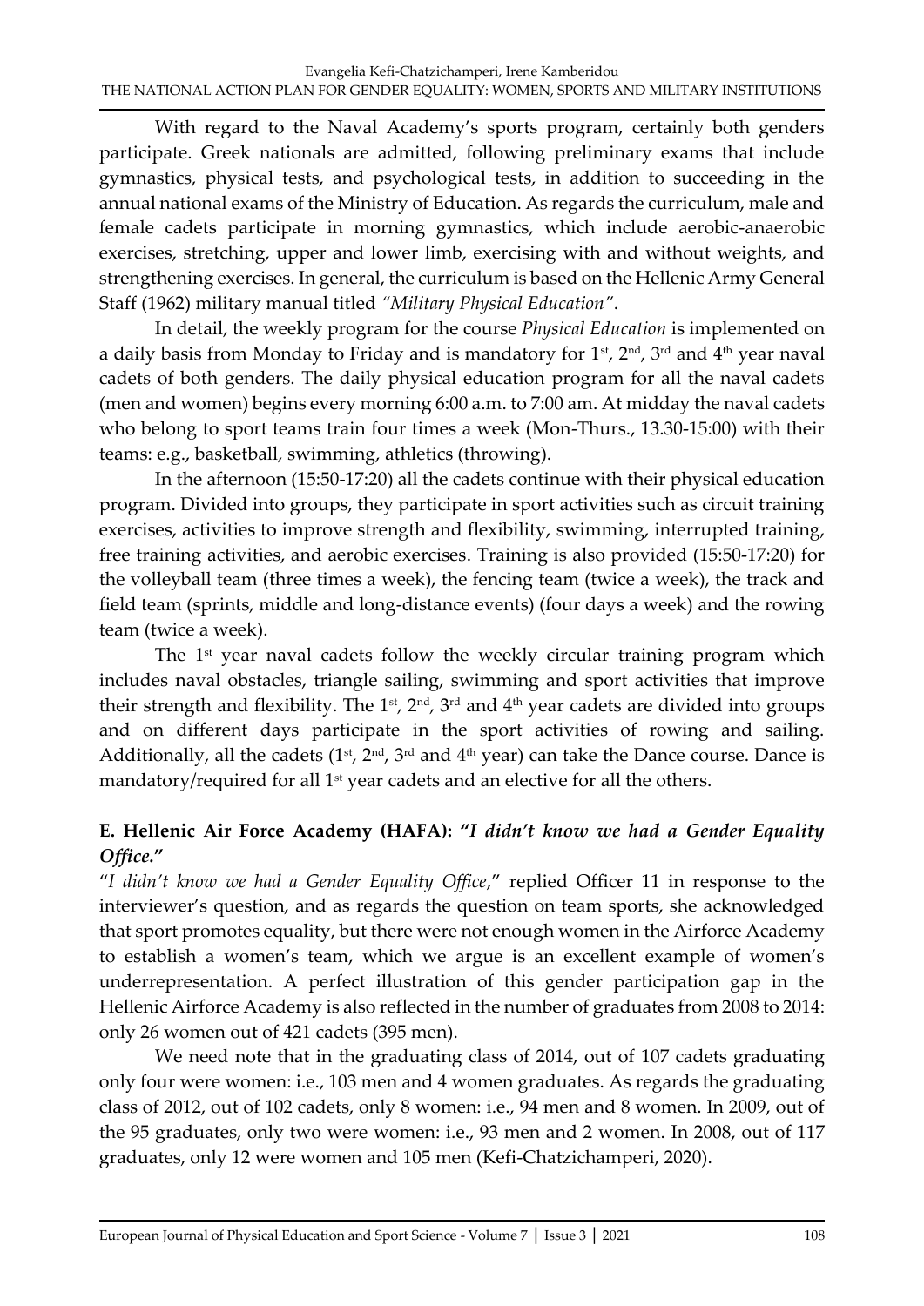With regard to the Naval Academy's sports program, certainly both genders participate. Greek nationals are admitted, following preliminary exams that include gymnastics, physical tests, and psychological tests, in addition to succeeding in the annual national exams of the Ministry of Education. As regards the curriculum, male and female cadets participate in morning gymnastics, which include aerobic-anaerobic exercises, stretching, upper and lower limb, exercising with and without weights, and strengthening exercises. In general, the curriculum is based on the Hellenic Army General Staff (1962) military manual titled *"Military Physical Education"*.

In detail, the weekly program for the course *Physical Education* is implemented on a daily basis from Monday to Friday and is mandatory for 1st, 2nd, 3rd and 4th year naval cadets of both genders. The daily physical education program for all the naval cadets (men and women) begins every morning 6:00 a.m. to 7:00 am. At midday the naval cadets who belong to sport teams train four times a week (Mon-Thurs., 13.30-15:00) with their teams: e.g., basketball, swimming, athletics (throwing).

In the afternoon (15:50-17:20) all the cadets continue with their physical education program. Divided into groups, they participate in sport activities such as circuit training exercises, activities to improve strength and flexibility, swimming, interrupted training, free training activities, and aerobic exercises. Training is also provided (15:50-17:20) for the volleyball team (three times a week), the fencing team (twice a week), the track and field team (sprints, middle and long-distance events) (four days a week) and the rowing team (twice a week).

The 1st year naval cadets follow the weekly circular training program which includes naval obstacles, triangle sailing, swimming and sport activities that improve their strength and flexibility. The 1st, 2nd, 3rd and 4th year cadets are divided into groups and on different days participate in the sport activities of rowing and sailing. Additionally, all the cadets (1st, 2nd, 3rd and 4th year) can take the Dance course. Dance is mandatory/required for all 1st year cadets and an elective for all the others.

### E. Hellenic Air Force Academy (HAFA): *"I didn't know we had a Gender Equality Office."*

"*I didn't know we had a Gender Equality Office*," replied Officer 11 in response to the interviewer's question, and as regards the question on team sports, she acknowledged that sport promotes equality, but there were not enough women in the Airforce Academy to establish a women's team, which we argue is an excellent example of women's underrepresentation. A perfect illustration of this gender participation gap in the Hellenic Airforce Academy is also reflected in the number of graduates from 2008 to 2014: only 26 women out of 421 cadets (395 men).

We need note that in the graduating class of 2014, out of 107 cadets graduating only four were women: i.e., 103 men and 4 women graduates. As regards the graduating class of 2012, out of 102 cadets, only 8 women: i.e., 94 men and 8 women. In 2009, out of the 95 graduates, only two were women: i.e., 93 men and 2 women. In 2008, out of 117 graduates, only 12 were women and 105 men (Kefi-Chatzichamperi, 2020).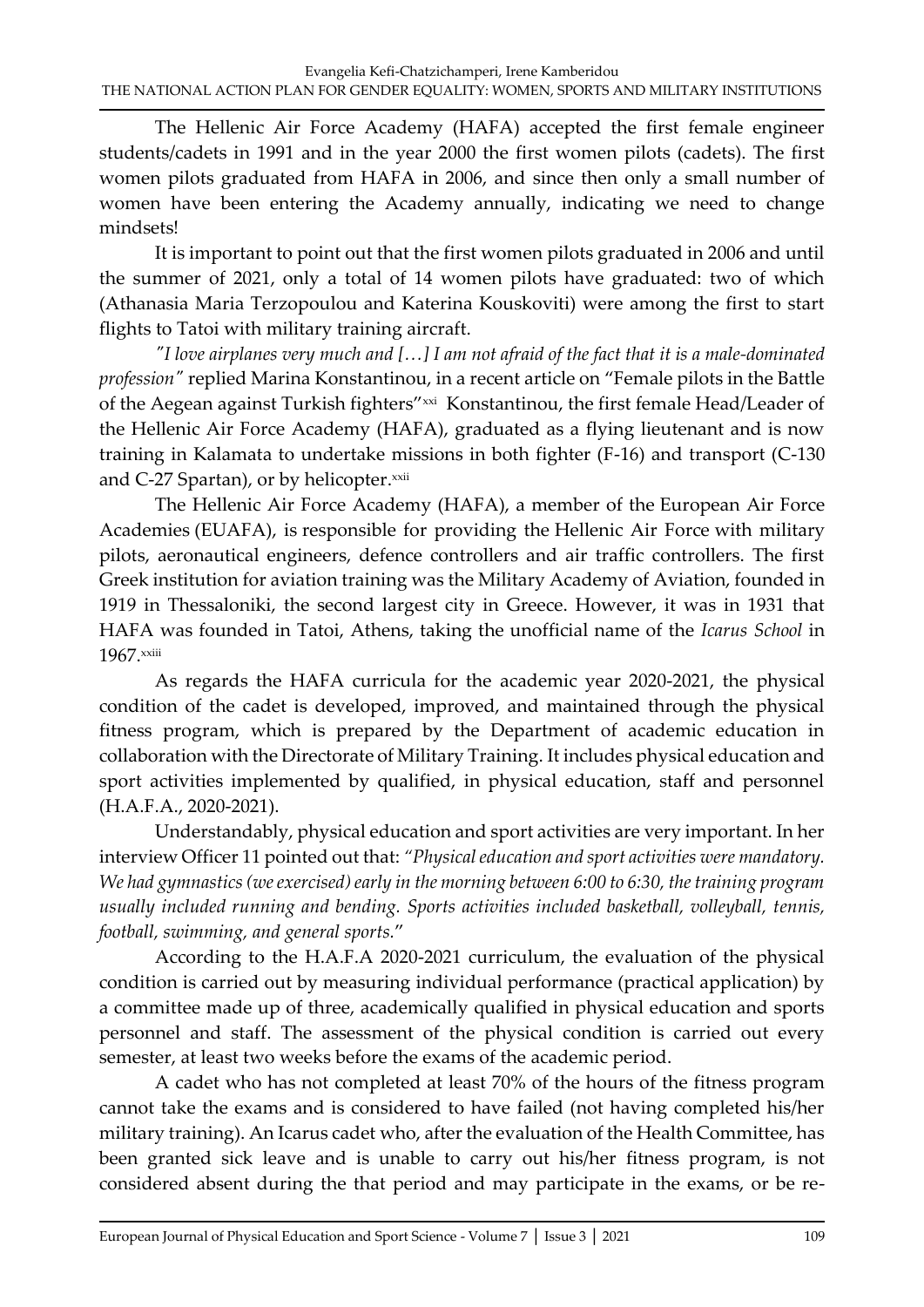The Hellenic Air Force Academy (HAFA) accepted the first female engineer students/cadets in 1991 and in the year 2000 the first women pilots (cadets). The first women pilots graduated from HAFA in 2006, and since then only a small number of women have been entering the Academy annually, indicating we need to change mindsets!

It is important to point out that the first women pilots graduated in 2006 and until the summer of 2021, only a total of 14 women pilots have graduated: two of which (Athanasia Maria Terzopoulou and Katerina Kouskoviti) were among the first to start flights to Tatoi with military training aircraft.

*"I love airplanes very much and […] I am not afraid of the fact that it is a male-dominated profession"* replied Marina Konstantinou, in a recent article on "Female pilots in the Battle of the Aegean against Turkish fighters"[xxi] Konstantinou, the first female Head/Leader of the Hellenic Air Force Academy (HAFA), graduated as a flying lieutenant and is now training in Kalamata to undertake missions in both fighter (F-16) and transport (C-130 and C-27 Spartan), or by helicopter.[xxii]

The Hellenic Air Force Academy (HAFA), a member of the European Air Force Academies (EUAFA), is responsible for providing the Hellenic Air Force with military pilots, aeronautical engineers, defence controllers and air traffic controllers. The first Greek institution for aviation training was the Military Academy of Aviation, founded in 1919 in Thessaloniki, the second largest city in Greece. However, it was in 1931 that HAFA was founded in Tatoi, Athens, taking the unofficial name of the *Icarus School* in 1967.[xxiii]

As regards the HAFA curricula for the academic year 2020-2021, the physical condition of the cadet is developed, improved, and maintained through the physical fitness program, which is prepared by the Department of academic education in collaboration with the Directorate of Military Training. It includes physical education and sport activities implemented by qualified, in physical education, staff and personnel (H.A.F.A., 2020-2021).

Understandably, physical education and sport activities are very important. In her interview Officer 11 pointed out that: *"Physical education and sport activities were mandatory. We had gymnastics (we exercised) early in the morning between 6:00 to 6:30, the training program usually included running and bending. Sports activities included basketball, volleyball, tennis, football, swimming, and general sports.*"

According to the H.A.F.A 2020-2021 curriculum, the evaluation of the physical condition is carried out by measuring individual performance (practical application) by a committee made up of three, academically qualified in physical education and sports personnel and staff. The assessment of the physical condition is carried out every semester, at least two weeks before the exams of the academic period.

A cadet who has not completed at least 70% of the hours of the fitness program cannot take the exams and is considered to have failed (not having completed his/her military training). An Icarus cadet who, after the evaluation of the Health Committee, has been granted sick leave and is unable to carry out his/her fitness program, is not considered absent during the that period and may participate in the exams, or be re-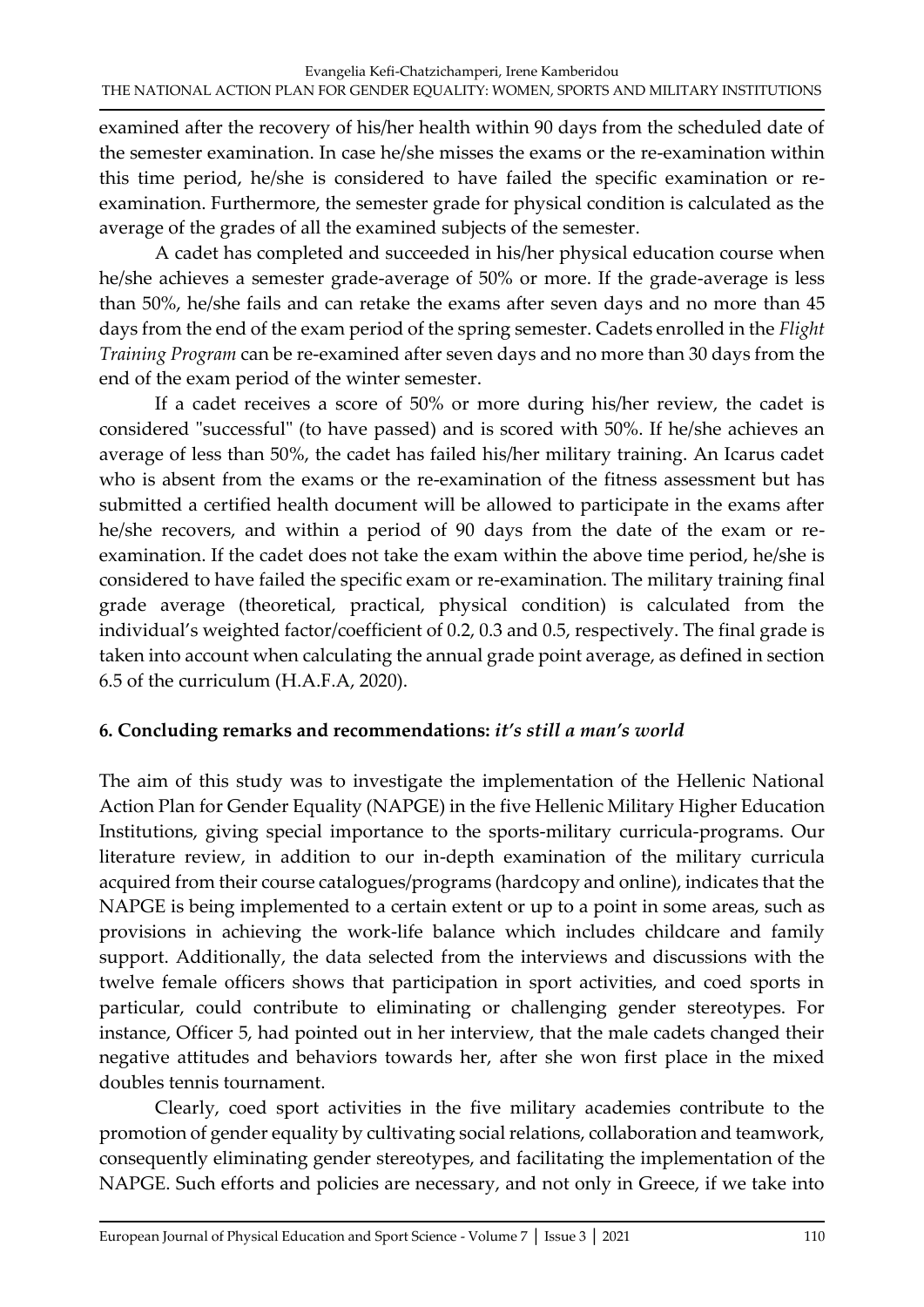examined after the recovery of his/her health within 90 days from the scheduled date of the semester examination. In case he/she misses the exams or the re-examination within this time period, he/she is considered to have failed the specific examination or re-examination. Furthermore, the semester grade for physical condition is calculated as the average of the grades of all the examined subjects of the semester.

A cadet has completed and succeeded in his/her physical education course when he/she achieves a semester grade-average of 50% or more. If the grade-average is less than 50%, he/she fails and can retake the exams after seven days and no more than 45 days from the end of the exam period of the spring semester. Cadets enrolled in the *Flight Training Program* can be re-examined after seven days and no more than 30 days from the end of the exam period of the winter semester.

If a cadet receives a score of 50% or more during his/her review, the cadet is considered "successful" (to have passed) and is scored with 50%. If he/she achieves an average of less than 50%, the cadet has failed his/her military training. An Icarus cadet who is absent from the exams or the re-examination of the fitness assessment but has submitted a certified health document will be allowed to participate in the exams after he/she recovers, and within a period of 90 days from the date of the exam or re-examination. If the cadet does not take the exam within the above time period, he/she is considered to have failed the specific exam or re-examination. The military training final grade average (theoretical, practical, physical condition) is calculated from the individual's weighted factor/coefficient of 0.2, 0.3 and 0.5, respectively. The final grade is taken into account when calculating the annual grade point average, as defined in section 6.5 of the curriculum (H.A.F.A, 2020).

## 6. Concluding remarks and recommendations: *it's still a man's world*

The aim of this study was to investigate the implementation of the Hellenic National Action Plan for Gender Equality (NAPGE) in the five Hellenic Military Higher Education Institutions, giving special importance to the sports-military curricula-programs. Our literature review, in addition to our in-depth examination of the military curricula acquired from their course catalogues/programs (hardcopy and online), indicates that the NAPGE is being implemented to a certain extent or up to a point in some areas, such as provisions in achieving the work-life balance which includes childcare and family support. Additionally, the data selected from the interviews and discussions with the twelve female officers shows that participation in sport activities, and coed sports in particular, could contribute to eliminating or challenging gender stereotypes. For instance, Officer 5, had pointed out in her interview, that the male cadets changed their negative attitudes and behaviors towards her, after she won first place in the mixed doubles tennis tournament.

Clearly, coed sport activities in the five military academies contribute to the promotion of gender equality by cultivating social relations, collaboration and teamwork, consequently eliminating gender stereotypes, and facilitating the implementation of the NAPGE. Such efforts and policies are necessary, and not only in Greece, if we take into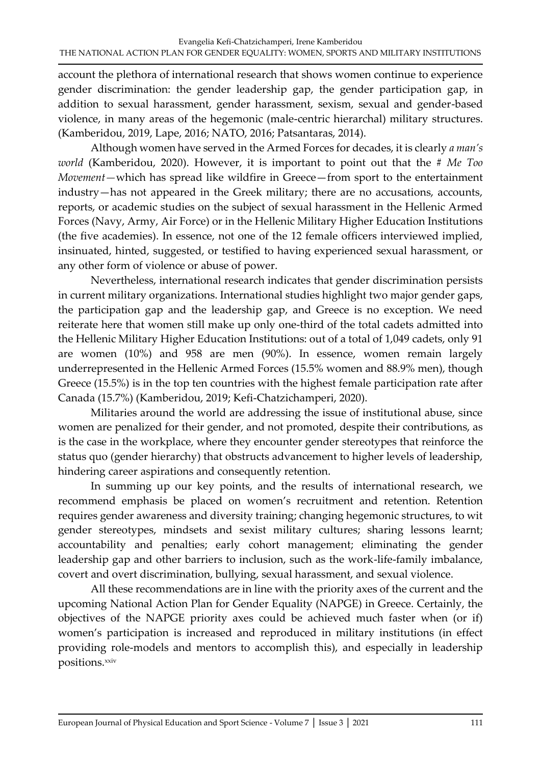account the plethora of international research that shows women continue to experience gender discrimination: the gender leadership gap, the gender participation gap, in addition to sexual harassment, gender harassment, sexism, sexual and gender-based violence, in many areas of the hegemonic (male-centric hierarchal) military structures. (Kamberidou, 2019, Lape, 2016; NATO, 2016; Patsantaras, 2014).

Although women have served in the Armed Forces for decades, it is clearly *a man's world* (Kamberidou, 2020). However, it is important to point out that the *# Me Too Movement*—which has spread like wildfire in Greece—from sport to the entertainment industry—has not appeared in the Greek military; there are no accusations, accounts, reports, or academic studies on the subject of sexual harassment in the Hellenic Armed Forces (Navy, Army, Air Force) or in the Hellenic Military Higher Education Institutions (the five academies). In essence, not one of the 12 female officers interviewed implied, insinuated, hinted, suggested, or testified to having experienced sexual harassment, or any other form of violence or abuse of power.

Nevertheless, international research indicates that gender discrimination persists in current military organizations. International studies highlight two major gender gaps, the participation gap and the leadership gap, and Greece is no exception. We need reiterate here that women still make up only one-third of the total cadets admitted into the Hellenic Military Higher Education Institutions: out of a total of 1,049 cadets, only 91 are women (10%) and 958 are men (90%). In essence, women remain largely underrepresented in the Hellenic Armed Forces (15.5% women and 88.9% men), though Greece (15.5%) is in the top ten countries with the highest female participation rate after Canada (15.7%) (Kamberidou, 2019; Kefi-Chatzichamperi, 2020).

Militaries around the world are addressing the issue of institutional abuse, since women are penalized for their gender, and not promoted, despite their contributions, as is the case in the workplace, where they encounter gender stereotypes that reinforce the status quo (gender hierarchy) that obstructs advancement to higher levels of leadership, hindering career aspirations and consequently retention.

In summing up our key points, and the results of international research, we recommend emphasis be placed on women's recruitment and retention. Retention requires gender awareness and diversity training; changing hegemonic structures, to wit gender stereotypes, mindsets and sexist military cultures; sharing lessons learnt; accountability and penalties; early cohort management; eliminating the gender leadership gap and other barriers to inclusion, such as the work-life-family imbalance, covert and overt discrimination, bullying, sexual harassment, and sexual violence.

All these recommendations are in line with the priority axes of the current and the upcoming National Action Plan for Gender Equality (NAPGE) in Greece. Certainly, the objectives of the NAPGE priority axes could be achieved much faster when (or if) women's participation is increased and reproduced in military institutions (in effect providing role-models and mentors to accomplish this), and especially in leadership positions.[xxiv]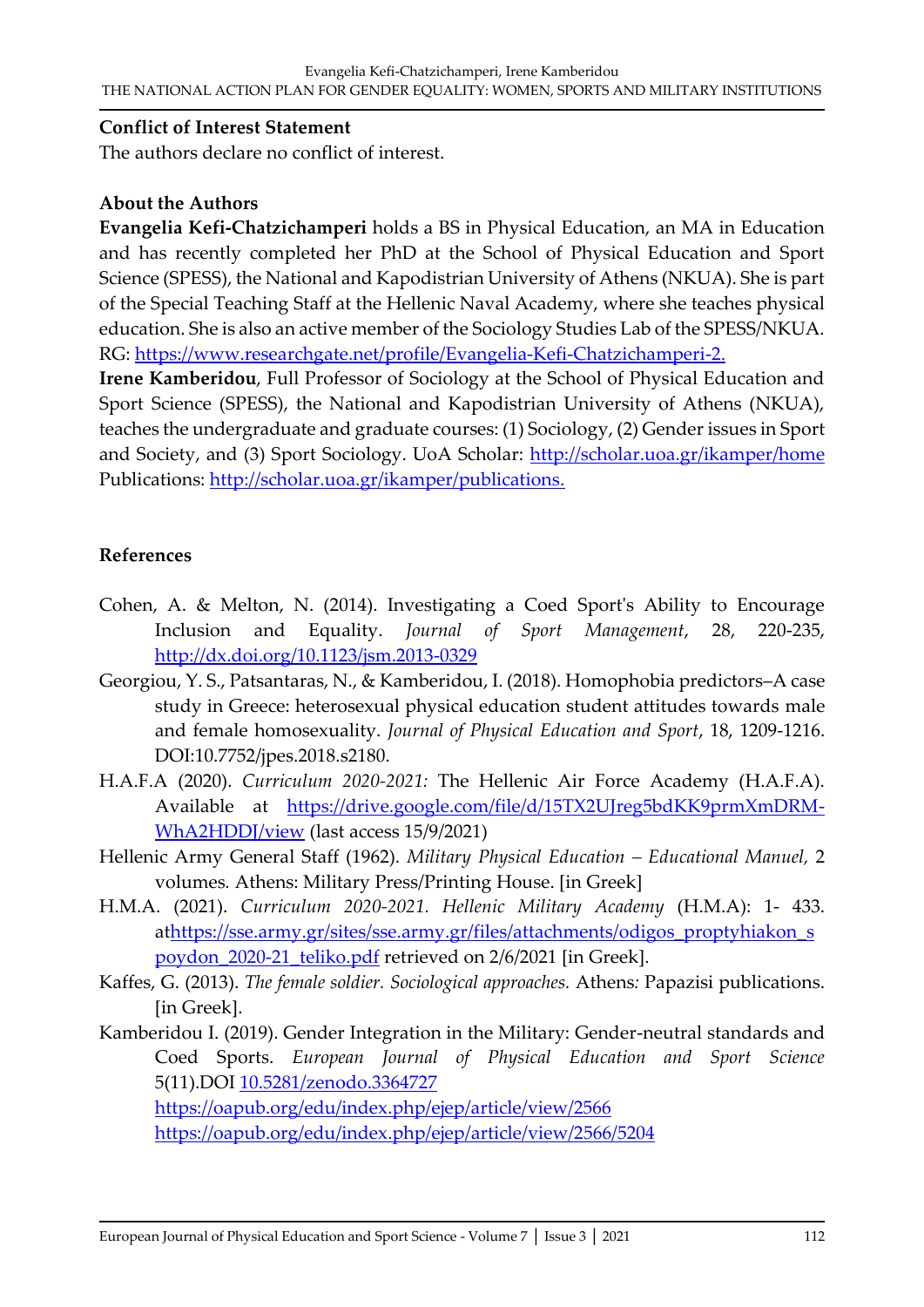**Conflict of Interest Statement**

The authors declare no conflict of interest.

**About the Authors**

**Evangelia Kefi-Chatzichamperi** holds a BS in Physical Education, an MA in Education and has recently completed her PhD at the School of Physical Education and Sport Science (SPESS), the National and Kapodistrian University of Athens (NKUA). She is part of the Special Teaching Staff at the Hellenic Naval Academy, where she teaches physical education. She is also an active member of the Sociology Studies Lab of the SPESS/NKUA. RG: https://www.researchgate.net/profile/Evangelia-Kefi-Chatzichamperi-2.

**Irene Kamberidou**, Full Professor of Sociology at the School of Physical Education and Sport Science (SPESS), the National and Kapodistrian University of Athens (NKUA), teaches the undergraduate and graduate courses: (1) Sociology, (2) Gender issues in Sport and Society, and (3) Sport Sociology. UoA Scholar: http://scholar.uoa.gr/ikamper/home Publications: http://scholar.uoa.gr/ikamper/publications.

**References**

Cohen, A. & Melton, N. (2014). Investigating a Coed Sport's Ability to Encourage Inclusion and Equality. *Journal of Sport Management*, 28, 220-235, http://dx.doi.org/10.1123/jsm.2013-0329

Georgiou, Y. S., Patsantaras, N., & Kamberidou, I. (2018). Homophobia predictors–A case study in Greece: heterosexual physical education student attitudes towards male and female homosexuality. *Journal of Physical Education and Sport*, 18, 1209-1216. DOI:10.7752/jpes.2018.s2180.

H.A.F.A (2020). *Curriculum 2020-2021:* The Hellenic Air Force Academy (H.A.F.A). Available at https://drive.google.com/file/d/15TX2UJreg5bdKK9prmXmDRM-WhA2HDDJ/view (last access 15/9/2021)

Hellenic Army General Staff (1962). *Military Physical Education – Educational Manuel,* 2 volumes*.* Athens: Military Press/Printing House. [in Greek]

H.M.A. (2021). *Curriculum 2020-2021. Hellenic Military Academy* (H.M.A): 1- 433. athttps://sse.army.gr/sites/sse.army.gr/files/attachments/odigos_proptyhiakon_spoydon_2020-21_teliko.pdf retrieved on 2/6/2021 [in Greek].

Kaffes, G. (2013). *The female soldier. Sociological approaches.* Athens*:* Papazisi publications. [in Greek].

Kamberidou I. (2019). Gender Integration in the Military: Gender-neutral standards and Coed Sports. *European Journal of Physical Education and Sport Science* 5(11).DOI 10.5281/zenodo.3364727 https://oapub.org/edu/index.php/ejep/article/view/2566 https://oapub.org/edu/index.php/ejep/article/view/2566/5204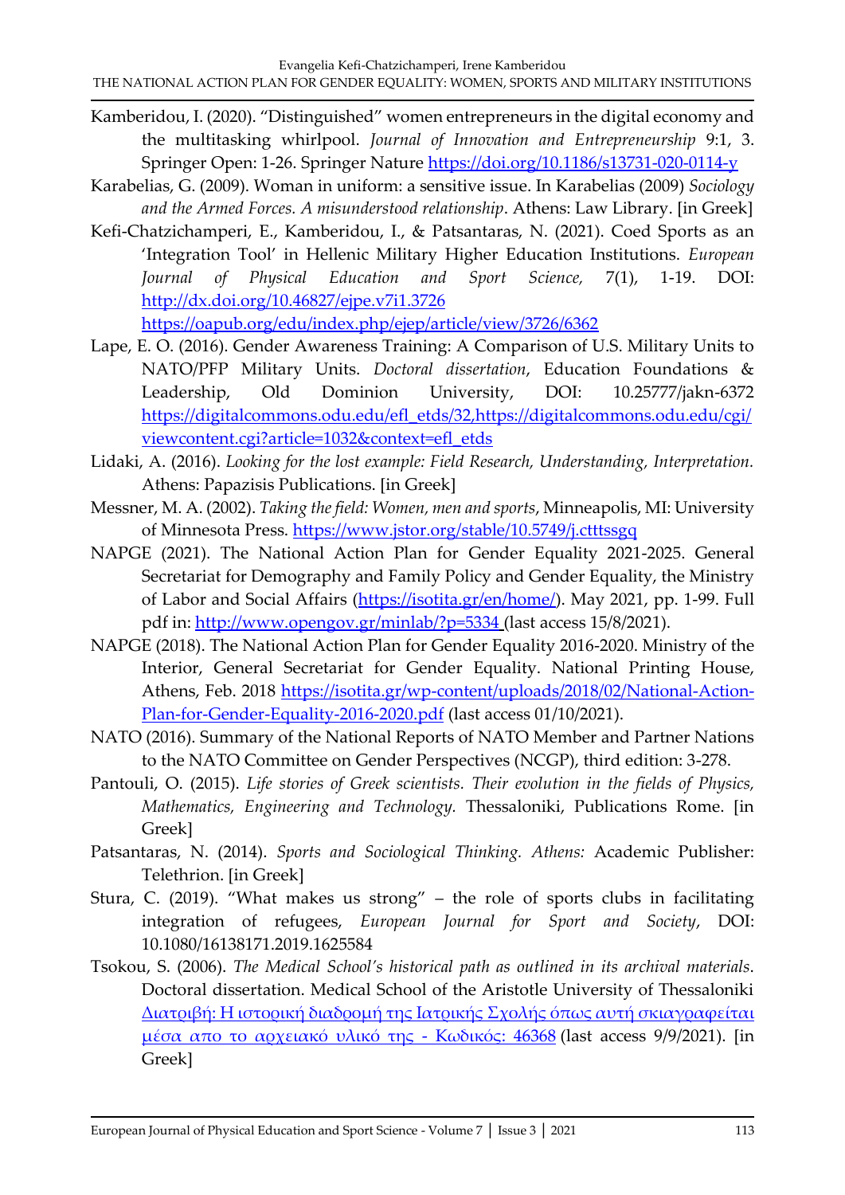Kamberidou, I. (2020). "Distinguished" women entrepreneurs in the digital economy and the multitasking whirlpool. *Journal of Innovation and Entrepreneurship* 9:1, 3. Springer Open: 1-26. Springer Nature https://doi.org/10.1186/s13731-020-0114-y

Karabelias, G. (2009). Woman in uniform: a sensitive issue. In Karabelias (2009) *Sociology and the Armed Forces. A misunderstood relationship*. Athens: Law Library. [in Greek]

Kefi-Chatzichamperi, E., Kamberidou, I., & Patsantaras, N. (2021). Coed Sports as an 'Integration Tool' in Hellenic Military Higher Education Institutions. *European Journal of Physical Education and Sport Science,* 7(1), 1-19. DOI: http://dx.doi.org/10.46827/ejpe.v7i1.3726 https://oapub.org/edu/index.php/ejep/article/view/3726/6362

Lape, E. O. (2016). Gender Awareness Training: A Comparison of U.S. Military Units to NATO/PFP Military Units. *Doctoral dissertation*, Education Foundations & Leadership, Old Dominion University, DOI: 10.25777/jakn-6372 https://digitalcommons.odu.edu/efl_etds/32,https://digitalcommons.odu.edu/cgi/viewcontent.cgi?article=1032&context=efl_etds

Lidaki, A. (2016). *Looking for the lost example: Field Research, Understanding, Interpretation.* Athens: Papazisis Publications. [in Greek]

Messner, M. A. (2002). *Taking the field: Women, men and sports*, Minneapolis, MI: University of Minnesota Press. https://www.jstor.org/stable/10.5749/j.ctttssgq

NAPGE (2021). The National Action Plan for Gender Equality 2021-2025. General Secretariat for Demography and Family Policy and Gender Equality, the Ministry of Labor and Social Affairs (https://isotita.gr/en/home/). May 2021, pp. 1-99. Full pdf in: http://www.opengov.gr/minlab/?p=5334 (last access 15/8/2021).

NAPGE (2018). The National Action Plan for Gender Equality 2016-2020. Ministry of the Interior, General Secretariat for Gender Equality. National Printing House, Athens, Feb. 2018 https://isotita.gr/wp-content/uploads/2018/02/National-Action-Plan-for-Gender-Equality-2016-2020.pdf (last access 01/10/2021).

NATO (2016). Summary of the National Reports of NATO Member and Partner Nations to the NATO Committee on Gender Perspectives (NCGP), third edition: 3-278.

Pantouli, O. (2015). *Life stories of Greek scientists. Their evolution in the fields of Physics, Mathematics, Engineering and Technology.* Thessaloniki, Publications Rome. [in Greek]

Patsantaras, N. (2014). *Sports and Sociological Thinking. Athens:* Academic Publisher: Telethrion. [in Greek]

Stura, C. (2019). "What makes us strong" – the role of sports clubs in facilitating integration of refugees, *European Journal for Sport and Society*, DOI: 10.1080/16138171.2019.1625584

Tsokou, S. (2006). *The Medical School's historical path as outlined in its archival materials*. Doctoral dissertation. Medical School of the Aristotle University of Thessaloniki Διατριβή: Η ιστορική διαδρομή της Ιατρικής Σχολής όπως αυτή σκιαγραφείται μέσα απο το αρχειακό υλικό της - Κωδικός: 46368 (last access 9/9/2021). [in Greek]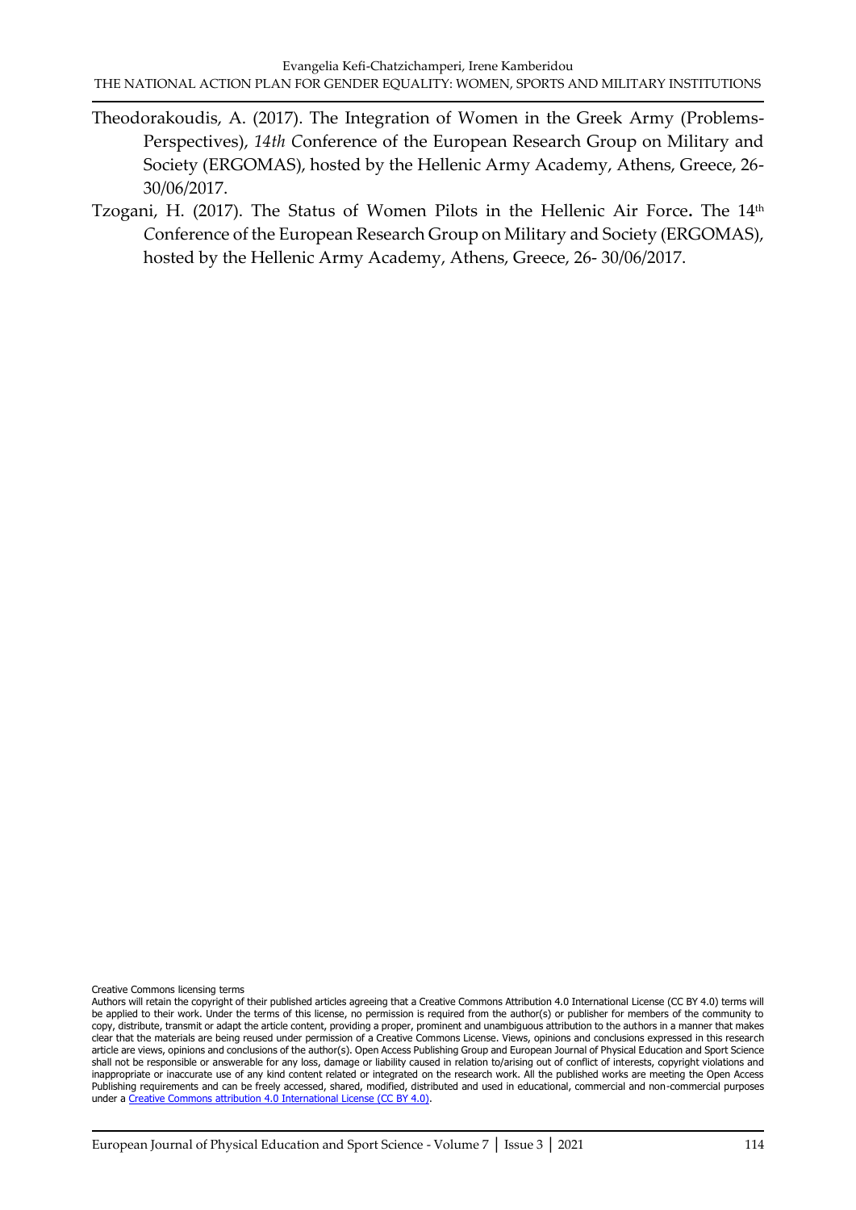Theodorakoudis, A. (2017). The Integration of Women in the Greek Army (Problems-Perspectives), *14th C*onference of the European Research Group on Military and Society (ERGOMAS), hosted by the Hellenic Army Academy, Athens, Greece, 26-30/06/2017.

Tzogani, H. (2017). The Status of Women Pilots in the Hellenic Air Force**.** The 14th Conference of the European Research Group on Military and Society (ERGOMAS), hosted by the Hellenic Army Academy, Athens, Greece, 26- 30/06/2017.

Creative Commons licensing terms

Authors will retain the copyright of their published articles agreeing that a Creative Commons Attribution 4.0 International License (CC BY 4.0) terms will be applied to their work. Under the terms of this license, no permission is required from the author(s) or publisher for members of the community to copy, distribute, transmit or adapt the article content, providing a proper, prominent and unambiguous attribution to the authors in a manner that makes clear that the materials are being reused under permission of a Creative Commons License. Views, opinions and conclusions expressed in this research article are views, opinions and conclusions of the author(s). Open Access Publishing Group and European Journal of Physical Education and Sport Science shall not be responsible or answerable for any loss, damage or liability caused in relation to/arising out of conflict of interests, copyright violations and inappropriate or inaccurate use of any kind content related or integrated on the research work. All the published works are meeting the Open Access Publishing requirements and can be freely accessed, shared, modified, distributed and used in educational, commercial and non-commercial purposes under a Creative Commons attribution 4.0 International License (CC BY 4.0).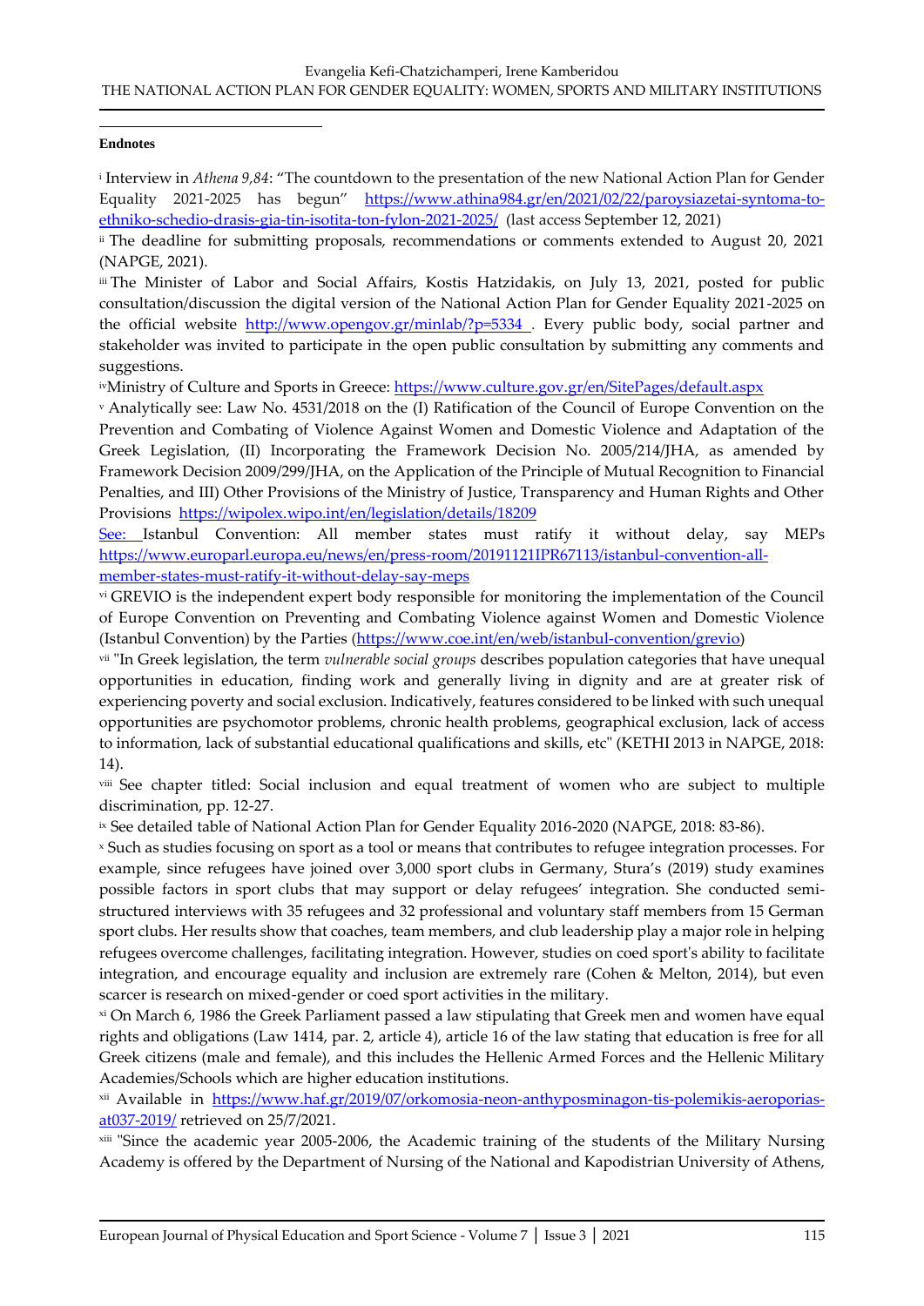**Endnotes**

[i] Interview in *Athena 9,84*: "The countdown to the presentation of the new National Action Plan for Gender Equality 2021-2025 has begun" https://www.athina984.gr/en/2021/02/22/paroysiazetai-syntoma-to-ethniko-schedio-drasis-gia-tin-isotita-ton-fylon-2021-2025/ (last access September 12, 2021)

[ii] The deadline for submitting proposals, recommendations or comments extended to August 20, 2021 (NAPGE, 2021).

[iii] The Minister of Labor and Social Affairs, Kostis Hatzidakis, on July 13, 2021, posted for public consultation/discussion the digital version of the National Action Plan for Gender Equality 2021-2025 on the official website http://www.opengov.gr/minlab/?p=5334 . Every public body, social partner and stakeholder was invited to participate in the open public consultation by submitting any comments and suggestions.

[iv] Ministry of Culture and Sports in Greece: https://www.culture.gov.gr/en/SitePages/default.aspx

[v] Analytically see: Law No. 4531/2018 on the (I) Ratification of the Council of Europe Convention on the Prevention and Combating of Violence Against Women and Domestic Violence and Adaptation of the Greek Legislation, (II) Incorporating the Framework Decision No. 2005/214/JHA, as amended by Framework Decision 2009/299/JHA, on the Application of the Principle of Mutual Recognition to Financial Penalties, and III) Other Provisions of the Ministry of Justice, Transparency and Human Rights and Other Provisions https://wipolex.wipo.int/en/legislation/details/18209

See: Istanbul Convention: All member states must ratify it without delay, say MEPs https://www.europarl.europa.eu/news/en/press-room/20191121IPR67113/istanbul-convention-all-member-states-must-ratify-it-without-delay-say-meps

[vi] GREVIO is the independent expert body responsible for monitoring the implementation of the Council of Europe Convention on Preventing and Combating Violence against Women and Domestic Violence (Istanbul Convention) by the Parties (https://www.coe.int/en/web/istanbul-convention/grevio)

[vii] "In Greek legislation, the term *vulnerable social groups* describes population categories that have unequal opportunities in education, finding work and generally living in dignity and are at greater risk of experiencing poverty and social exclusion. Indicatively, features considered to be linked with such unequal opportunities are psychomotor problems, chronic health problems, geographical exclusion, lack of access to information, lack of substantial educational qualifications and skills, etc" (KETHI 2013 in NAPGE, 2018: 14).

[viii] See chapter titled: Social inclusion and equal treatment of women who are subject to multiple discrimination, pp. 12-27.

[ix] See detailed table of National Action Plan for Gender Equality 2016-2020 (NAPGE, 2018: 83-86).

[x] Such as studies focusing on sport as a tool or means that contributes to refugee integration processes. For example, since refugees have joined over 3,000 sport clubs in Germany, Stura's (2019) study examines possible factors in sport clubs that may support or delay refugees' integration. She conducted semi-structured interviews with 35 refugees and 32 professional and voluntary staff members from 15 German sport clubs. Her results show that coaches, team members, and club leadership play a major role in helping refugees overcome challenges, facilitating integration. However, studies on coed sport's ability to facilitate integration, and encourage equality and inclusion are extremely rare (Cohen & Melton, 2014), but even scarcer is research on mixed-gender or coed sport activities in the military.

[xi] On March 6, 1986 the Greek Parliament passed a law stipulating that Greek men and women have equal rights and obligations (Law 1414, par. 2, article 4), article 16 of the law stating that education is free for all Greek citizens (male and female), and this includes the Hellenic Armed Forces and the Hellenic Military Academies/Schools which are higher education institutions.

[xii] Available in https://www.haf.gr/2019/07/orkomosia-neon-anthyposminagon-tis-polemikis-aeroporias-at037-2019/ retrieved on 25/7/2021.

[xiii] "Since the academic year 2005-2006, the Academic training of the students of the Military Nursing Academy is offered by the Department of Nursing of the National and Kapodistrian University of Athens,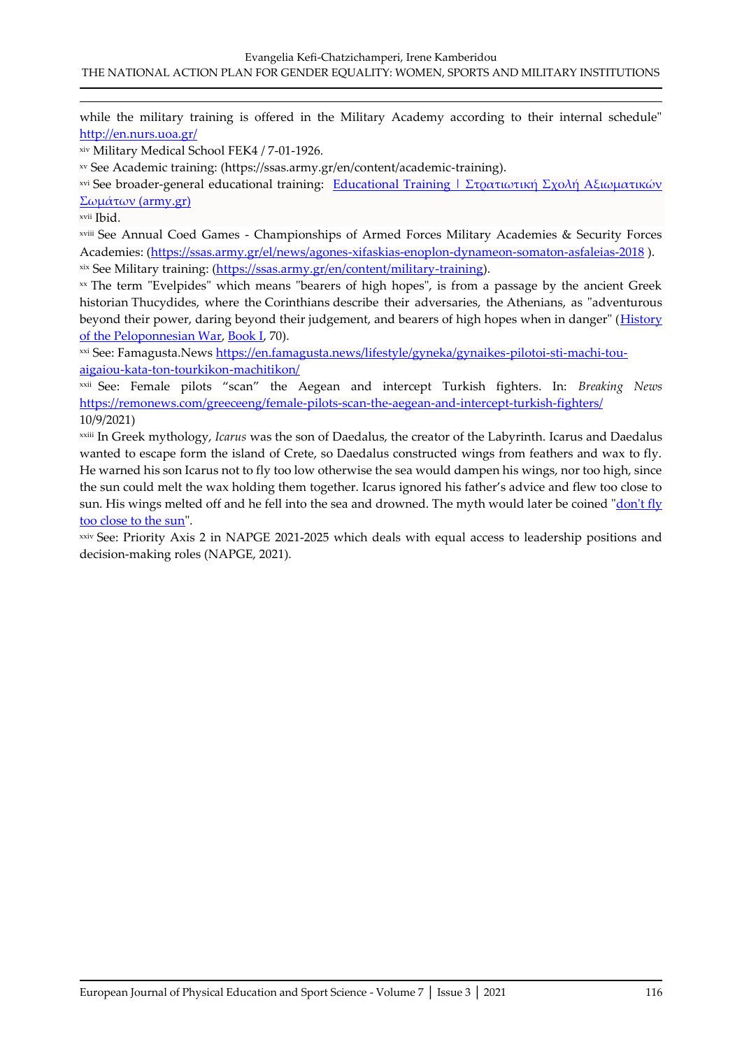while the military training is offered in the Military Academy according to their internal schedule" http://en.nurs.uoa.gr/

[xiv] Military Medical School FEK4 / 7-01-1926.

[xv] See Academic training: (https://ssas.army.gr/en/content/academic-training).

[xvi] See broader-general educational training: Educational Training | Στρατιωτική Σχολή Αξιωματικών Σωμάτων (army.gr)

[xvii] Ibid.

[xviii] See Annual Coed Games - Championships of Armed Forces Military Academies & Security Forces Academies: (https://ssas.army.gr/el/news/agones-xifaskias-enoplon-dynameon-somaton-asfaleias-2018 ).

[xix] See Military training: (https://ssas.army.gr/en/content/military-training).

[xx] The term "Evelpides" which means "bearers of high hopes", is from a passage by the ancient Greek historian Thucydides, where the Corinthians describe their adversaries, the Athenians, as "adventurous beyond their power, daring beyond their judgement, and bearers of high hopes when in danger" (History of the Peloponnesian War, Book I, 70).

[xxi] See: Famagusta.News https://en.famagusta.news/lifestyle/gyneka/gynaikes-pilotoi-sti-machi-tou-aigaiou-kata-ton-tourkikon-machitikon/

[xxii] See: Female pilots "scan" the Aegean and intercept Turkish fighters. In: *Breaking News* https://remonews.com/greeceeng/female-pilots-scan-the-aegean-and-intercept-turkish-fighters/ 10/9/2021)

[xxiii] In Greek mythology, *Icarus* was the son of Daedalus, the creator of the Labyrinth. Icarus and Daedalus wanted to escape form the island of Crete, so Daedalus constructed wings from feathers and wax to fly. He warned his son Icarus not to fly too low otherwise the sea would dampen his wings, nor too high, since the sun could melt the wax holding them together. Icarus ignored his father's advice and flew too close to sun. His wings melted off and he fell into the sea and drowned. The myth would later be coined "don't fly too close to the sun".

[xxiv] See: Priority Axis 2 in NAPGE 2021-2025 which deals with equal access to leadership positions and decision-making roles (NAPGE, 2021).